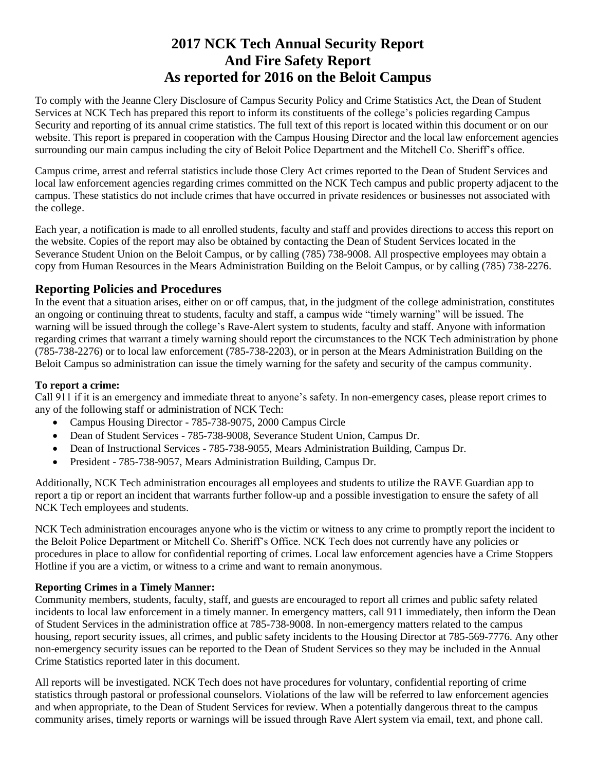# 2017 NCK Tech Annual Security Report And Fire Safety Report As reported for 2016 on the Beloit Campus

To comply with the Jeanne Clery Disclosure of Campus Security Policy and Crime Statistics Act, the Dean of Student Services at NCK Tech has prepared this report to inform its constituents of the college's policies regarding Campus Security and reporting of its annual crime statistics. The full text of this report is located within this document or on our website. This report is prepared in cooperation with the Campus Housing Director and the local law enforcement agencies surrounding our main campus including the city of Beloit Police Department and the Mitchell Co. Sheriff's office.

Campus crime, arrest and referral statistics include those Clery Act crimes reported to the Dean of Student Services and local law enforcement agencies regarding crimes committed on the NCK Tech campus and public property adjacent to the campus. These statistics do not include crimes that have occurred in private residences or businesses not associated with the college.

Each year, a notification is made to all enrolled students, faculty and staff and provides directions to access this report on the website. Copies of the report may also be obtained by contacting the Dean of Student Services located in the Severance Student Union on the Beloit Campus, or by calling (785) 738-9008. All prospective employees may obtain a copy from Human Resources in the Mears Administration Building on the Beloit Campus, or by calling (785) 738-2276.

## Reporting Policies and Procedures

In the event that a situation arises, either on or off campus, that, in the judgment of the college administration, constitutes an ongoing or continuing threat to students, faculty and staff, a campus wide "timely warning" will be issued. The warning will be issued through the college's Rave-Alert system to students, faculty and staff. Anyone with information regarding crimes that warrant a timely warning should report the circumstances to the NCK Tech administration by phone (785-738-2276) or to local law enforcement (785-738-2203), or in person at the Mears Administration Building on the Beloit Campus so administration can issue the timely warning for the safety and security of the campus community.

**To report a crime:**

Call 911 if it is an emergency and immediate threat to anyone's safety. In non-emergency cases, please report crimes to any of the following staff or administration of NCK Tech:

- Campus Housing Director - 785-738-9075, 2000 Campus Circle
- Dean of Student Services - 785-738-9008, Severance Student Union, Campus Dr.
- Dean of Instructional Services - 785-738-9055, Mears Administration Building, Campus Dr.
- President - 785-738-9057, Mears Administration Building, Campus Dr.

Additionally, NCK Tech administration encourages all employees and students to utilize the RAVE Guardian app to report a tip or report an incident that warrants further follow-up and a possible investigation to ensure the safety of all NCK Tech employees and students.

NCK Tech administration encourages anyone who is the victim or witness to any crime to promptly report the incident to the Beloit Police Department or Mitchell Co. Sheriff's Office. NCK Tech does not currently have any policies or procedures in place to allow for confidential reporting of crimes. Local law enforcement agencies have a Crime Stoppers Hotline if you are a victim, or witness to a crime and want to remain anonymous.

**Reporting Crimes in a Timely Manner:**

Community members, students, faculty, staff, and guests are encouraged to report all crimes and public safety related incidents to local law enforcement in a timely manner. In emergency matters, call 911 immediately, then inform the Dean of Student Services in the administration office at 785-738-9008. In non-emergency matters related to the campus housing, report security issues, all crimes, and public safety incidents to the Housing Director at 785-569-7776. Any other non-emergency security issues can be reported to the Dean of Student Services so they may be included in the Annual Crime Statistics reported later in this document.

All reports will be investigated. NCK Tech does not have procedures for voluntary, confidential reporting of crime statistics through pastoral or professional counselors. Violations of the law will be referred to law enforcement agencies and when appropriate, to the Dean of Student Services for review. When a potentially dangerous threat to the campus community arises, timely reports or warnings will be issued through Rave Alert system via email, text, and phone call.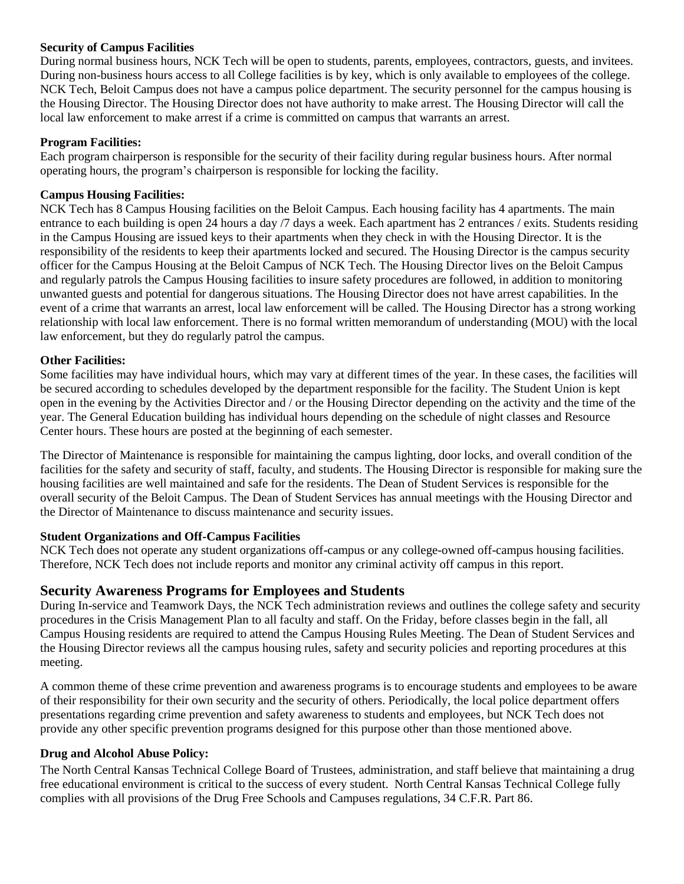**Security of Campus Facilities**

During normal business hours, NCK Tech will be open to students, parents, employees, contractors, guests, and invitees. During non-business hours access to all College facilities is by key, which is only available to employees of the college. NCK Tech, Beloit Campus does not have a campus police department. The security personnel for the campus housing is the Housing Director. The Housing Director does not have authority to make arrest. The Housing Director will call the local law enforcement to make arrest if a crime is committed on campus that warrants an arrest.

**Program Facilities:**

Each program chairperson is responsible for the security of their facility during regular business hours. After normal operating hours, the program's chairperson is responsible for locking the facility.

**Campus Housing Facilities:**

NCK Tech has 8 Campus Housing facilities on the Beloit Campus. Each housing facility has 4 apartments. The main entrance to each building is open 24 hours a day /7 days a week. Each apartment has 2 entrances / exits. Students residing in the Campus Housing are issued keys to their apartments when they check in with the Housing Director. It is the responsibility of the residents to keep their apartments locked and secured. The Housing Director is the campus security officer for the Campus Housing at the Beloit Campus of NCK Tech. The Housing Director lives on the Beloit Campus and regularly patrols the Campus Housing facilities to insure safety procedures are followed, in addition to monitoring unwanted guests and potential for dangerous situations. The Housing Director does not have arrest capabilities. In the event of a crime that warrants an arrest, local law enforcement will be called. The Housing Director has a strong working relationship with local law enforcement. There is no formal written memorandum of understanding (MOU) with the local law enforcement, but they do regularly patrol the campus.

**Other Facilities:**

Some facilities may have individual hours, which may vary at different times of the year. In these cases, the facilities will be secured according to schedules developed by the department responsible for the facility. The Student Union is kept open in the evening by the Activities Director and / or the Housing Director depending on the activity and the time of the year. The General Education building has individual hours depending on the schedule of night classes and Resource Center hours. These hours are posted at the beginning of each semester.

The Director of Maintenance is responsible for maintaining the campus lighting, door locks, and overall condition of the facilities for the safety and security of staff, faculty, and students. The Housing Director is responsible for making sure the housing facilities are well maintained and safe for the residents. The Dean of Student Services is responsible for the overall security of the Beloit Campus. The Dean of Student Services has annual meetings with the Housing Director and the Director of Maintenance to discuss maintenance and security issues.

**Student Organizations and Off-Campus Facilities**

NCK Tech does not operate any student organizations off-campus or any college-owned off-campus housing facilities. Therefore, NCK Tech does not include reports and monitor any criminal activity off campus in this report.

## Security Awareness Programs for Employees and Students

During In-service and Teamwork Days, the NCK Tech administration reviews and outlines the college safety and security procedures in the Crisis Management Plan to all faculty and staff. On the Friday, before classes begin in the fall, all Campus Housing residents are required to attend the Campus Housing Rules Meeting. The Dean of Student Services and the Housing Director reviews all the campus housing rules, safety and security policies and reporting procedures at this meeting.

A common theme of these crime prevention and awareness programs is to encourage students and employees to be aware of their responsibility for their own security and the security of others. Periodically, the local police department offers presentations regarding crime prevention and safety awareness to students and employees, but NCK Tech does not provide any other specific prevention programs designed for this purpose other than those mentioned above.

**Drug and Alcohol Abuse Policy:**

The North Central Kansas Technical College Board of Trustees, administration, and staff believe that maintaining a drug free educational environment is critical to the success of every student. North Central Kansas Technical College fully complies with all provisions of the Drug Free Schools and Campuses regulations, 34 C.F.R. Part 86.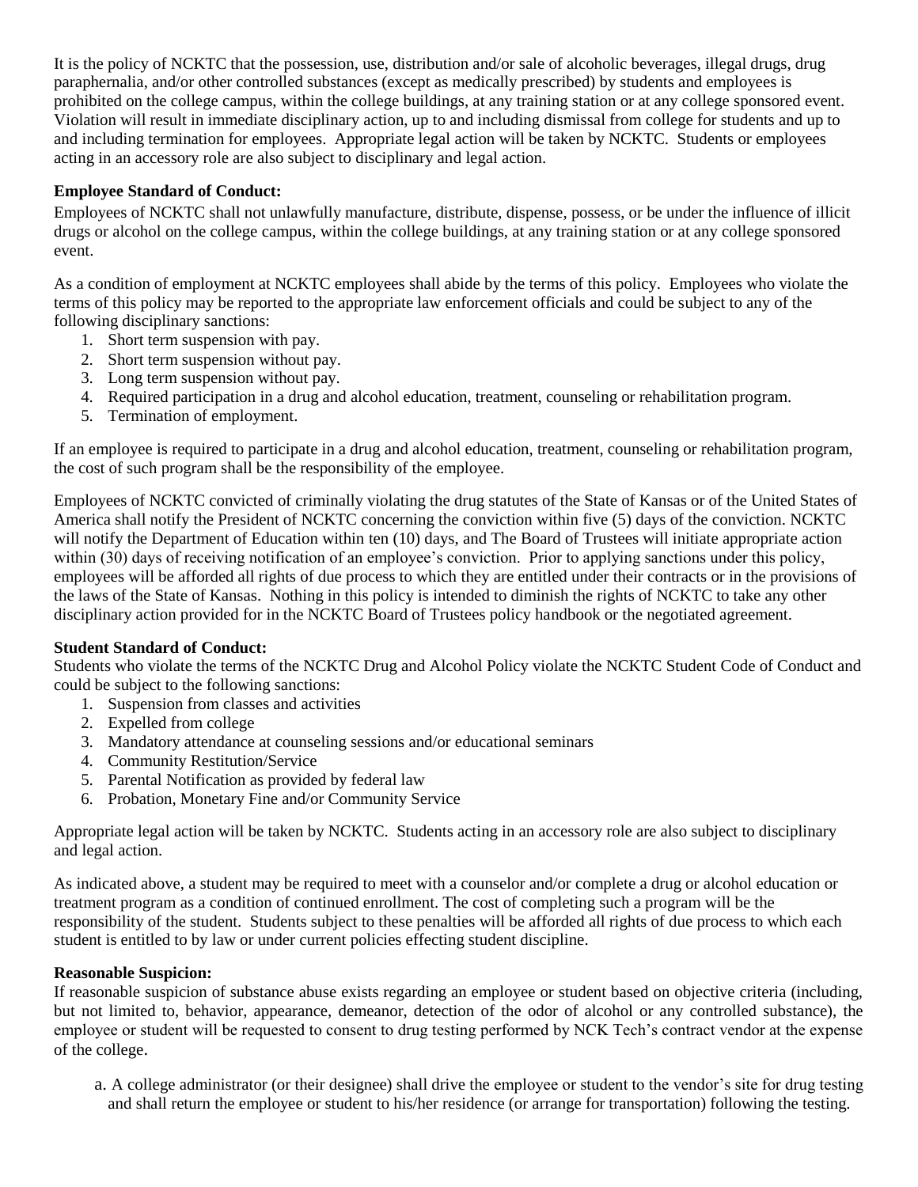It is the policy of NCKTC that the possession, use, distribution and/or sale of alcoholic beverages, illegal drugs, drug paraphernalia, and/or other controlled substances (except as medically prescribed) by students and employees is prohibited on the college campus, within the college buildings, at any training station or at any college sponsored event. Violation will result in immediate disciplinary action, up to and including dismissal from college for students and up to and including termination for employees. Appropriate legal action will be taken by NCKTC. Students or employees acting in an accessory role are also subject to disciplinary and legal action.

**Employee Standard of Conduct:**

Employees of NCKTC shall not unlawfully manufacture, distribute, dispense, possess, or be under the influence of illicit drugs or alcohol on the college campus, within the college buildings, at any training station or at any college sponsored event.

As a condition of employment at NCKTC employees shall abide by the terms of this policy. Employees who violate the terms of this policy may be reported to the appropriate law enforcement officials and could be subject to any of the following disciplinary sanctions:

1. Short term suspension with pay.
2. Short term suspension without pay.
3. Long term suspension without pay.
4. Required participation in a drug and alcohol education, treatment, counseling or rehabilitation program.
5. Termination of employment.

If an employee is required to participate in a drug and alcohol education, treatment, counseling or rehabilitation program, the cost of such program shall be the responsibility of the employee.

Employees of NCKTC convicted of criminally violating the drug statutes of the State of Kansas or of the United States of America shall notify the President of NCKTC concerning the conviction within five (5) days of the conviction. NCKTC will notify the Department of Education within ten (10) days, and The Board of Trustees will initiate appropriate action within (30) days of receiving notification of an employee's conviction. Prior to applying sanctions under this policy, employees will be afforded all rights of due process to which they are entitled under their contracts or in the provisions of the laws of the State of Kansas. Nothing in this policy is intended to diminish the rights of NCKTC to take any other disciplinary action provided for in the NCKTC Board of Trustees policy handbook or the negotiated agreement.

**Student Standard of Conduct:**

Students who violate the terms of the NCKTC Drug and Alcohol Policy violate the NCKTC Student Code of Conduct and could be subject to the following sanctions:

1. Suspension from classes and activities
2. Expelled from college
3. Mandatory attendance at counseling sessions and/or educational seminars
4. Community Restitution/Service
5. Parental Notification as provided by federal law
6. Probation, Monetary Fine and/or Community Service

Appropriate legal action will be taken by NCKTC. Students acting in an accessory role are also subject to disciplinary and legal action.

As indicated above, a student may be required to meet with a counselor and/or complete a drug or alcohol education or treatment program as a condition of continued enrollment. The cost of completing such a program will be the responsibility of the student. Students subject to these penalties will be afforded all rights of due process to which each student is entitled to by law or under current policies effecting student discipline.

**Reasonable Suspicion:**

If reasonable suspicion of substance abuse exists regarding an employee or student based on objective criteria (including, but not limited to, behavior, appearance, demeanor, detection of the odor of alcohol or any controlled substance), the employee or student will be requested to consent to drug testing performed by NCK Tech's contract vendor at the expense of the college.

a. A college administrator (or their designee) shall drive the employee or student to the vendor's site for drug testing and shall return the employee or student to his/her residence (or arrange for transportation) following the testing.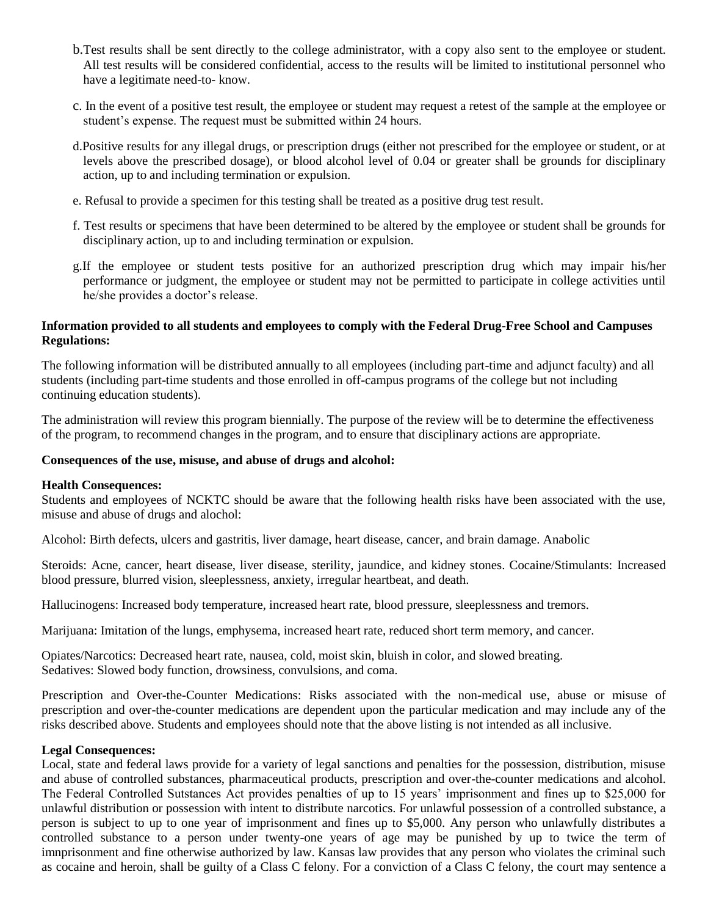b. Test results shall be sent directly to the college administrator, with a copy also sent to the employee or student. All test results will be considered confidential, access to the results will be limited to institutional personnel who have a legitimate need-to- know.

c. In the event of a positive test result, the employee or student may request a retest of the sample at the employee or student's expense. The request must be submitted within 24 hours.

d. Positive results for any illegal drugs, or prescription drugs (either not prescribed for the employee or student, or at levels above the prescribed dosage), or blood alcohol level of 0.04 or greater shall be grounds for disciplinary action, up to and including termination or expulsion.

e. Refusal to provide a specimen for this testing shall be treated as a positive drug test result.

f. Test results or specimens that have been determined to be altered by the employee or student shall be grounds for disciplinary action, up to and including termination or expulsion.

g. If the employee or student tests positive for an authorized prescription drug which may impair his/her performance or judgment, the employee or student may not be permitted to participate in college activities until he/she provides a doctor's release.

**Information provided to all students and employees to comply with the Federal Drug-Free School and Campuses Regulations:**

The following information will be distributed annually to all employees (including part-time and adjunct faculty) and all students (including part-time students and those enrolled in off-campus programs of the college but not including continuing education students).

The administration will review this program biennially. The purpose of the review will be to determine the effectiveness of the program, to recommend changes in the program, and to ensure that disciplinary actions are appropriate.

**Consequences of the use, misuse, and abuse of drugs and alcohol:**

**Health Consequences:**
Students and employees of NCKTC should be aware that the following health risks have been associated with the use, misuse and abuse of drugs and alochol:

Alcohol: Birth defects, ulcers and gastritis, liver damage, heart disease, cancer, and brain damage. Anabolic

Steroids: Acne, cancer, heart disease, liver disease, sterility, jaundice, and kidney stones. Cocaine/Stimulants: Increased blood pressure, blurred vision, sleeplessness, anxiety, irregular heartbeat, and death.

Hallucinogens: Increased body temperature, increased heart rate, blood pressure, sleeplessness and tremors.

Marijuana: Imitation of the lungs, emphysema, increased heart rate, reduced short term memory, and cancer.

Opiates/Narcotics: Decreased heart rate, nausea, cold, moist skin, bluish in color, and slowed breating.
Sedatives: Slowed body function, drowsiness, convulsions, and coma.

Prescription and Over-the-Counter Medications: Risks associated with the non-medical use, abuse or misuse of prescription and over-the-counter medications are dependent upon the particular medication and may include any of the risks described above. Students and employees should note that the above listing is not intended as all inclusive.

**Legal Consequences:**
Local, state and federal laws provide for a variety of legal sanctions and penalties for the possession, distribution, misuse and abuse of controlled substances, pharmaceutical products, prescription and over-the-counter medications and alcohol. The Federal Controlled Sutstances Act provides penalties of up to 15 years' imprisonment and fines up to $25,000 for unlawful distribution or possession with intent to distribute narcotics. For unlawful possession of a controlled substance, a person is subject to up to one year of imprisonment and fines up to $5,000. Any person who unlawfully distributes a controlled substance to a person under twenty-one years of age may be punished by up to twice the term of imnprisonment and fine otherwise authorized by law. Kansas law provides that any person who violates the criminal such as cocaine and heroin, shall be guilty of a Class C felony. For a conviction of a Class C felony, the court may sentence a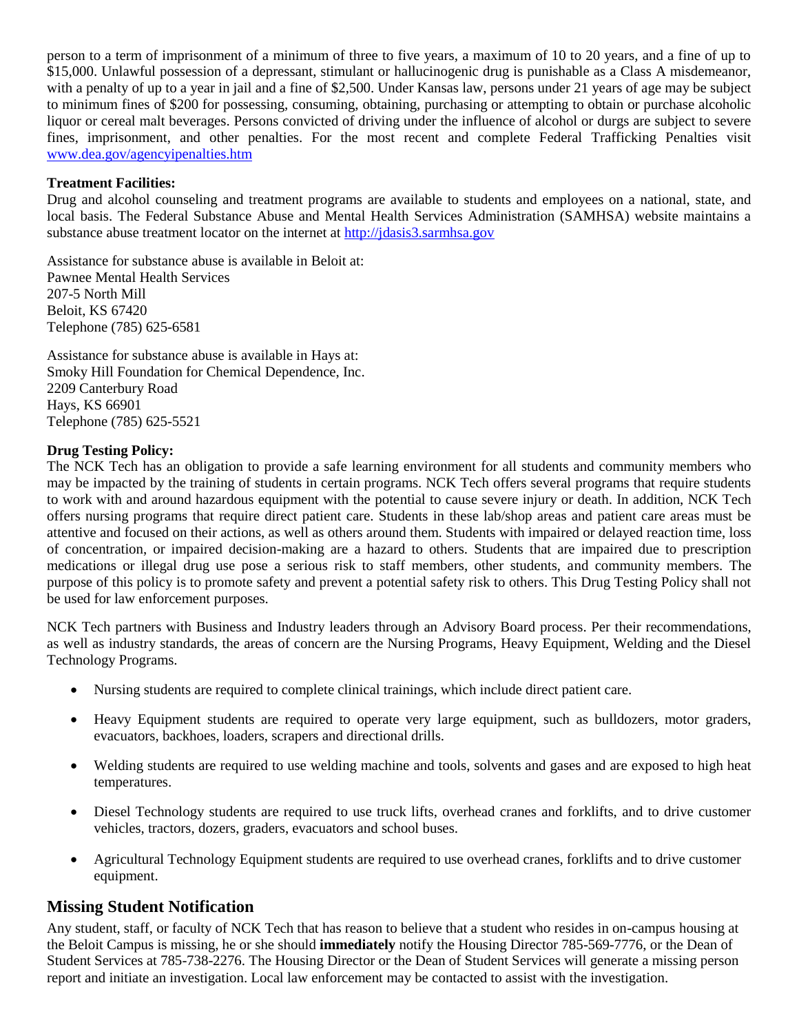person to a term of imprisonment of a minimum of three to five years, a maximum of 10 to 20 years, and a fine of up to $15,000. Unlawful possession of a depressant, stimulant or hallucinogenic drug is punishable as a Class A misdemeanor, with a penalty of up to a year in jail and a fine of $2,500. Under Kansas law, persons under 21 years of age may be subject to minimum fines of $200 for possessing, consuming, obtaining, purchasing or attempting to obtain or purchase alcoholic liquor or cereal malt beverages. Persons convicted of driving under the influence of alcohol or durgs are subject to severe fines, imprisonment, and other penalties. For the most recent and complete Federal Trafficking Penalties visit www.dea.gov/agencyipenalties.htm

**Treatment Facilities:**
Drug and alcohol counseling and treatment programs are available to students and employees on a national, state, and local basis. The Federal Substance Abuse and Mental Health Services Administration (SAMHSA) website maintains a substance abuse treatment locator on the internet at http://jdasis3.sarmhsa.gov

Assistance for substance abuse is available in Beloit at:
Pawnee Mental Health Services
207-5 North Mill
Beloit, KS 67420
Telephone (785) 625-6581

Assistance for substance abuse is available in Hays at:
Smoky Hill Foundation for Chemical Dependence, Inc.
2209 Canterbury Road
Hays, KS 66901
Telephone (785) 625-5521

**Drug Testing Policy:**
The NCK Tech has an obligation to provide a safe learning environment for all students and community members who may be impacted by the training of students in certain programs. NCK Tech offers several programs that require students to work with and around hazardous equipment with the potential to cause severe injury or death. In addition, NCK Tech offers nursing programs that require direct patient care. Students in these lab/shop areas and patient care areas must be attentive and focused on their actions, as well as others around them. Students with impaired or delayed reaction time, loss of concentration, or impaired decision-making are a hazard to others. Students that are impaired due to prescription medications or illegal drug use pose a serious risk to staff members, other students, and community members. The purpose of this policy is to promote safety and prevent a potential safety risk to others. This Drug Testing Policy shall not be used for law enforcement purposes.

NCK Tech partners with Business and Industry leaders through an Advisory Board process. Per their recommendations, as well as industry standards, the areas of concern are the Nursing Programs, Heavy Equipment, Welding and the Diesel Technology Programs.

- Nursing students are required to complete clinical trainings, which include direct patient care.
- Heavy Equipment students are required to operate very large equipment, such as bulldozers, motor graders, evacuators, backhoes, loaders, scrapers and directional drills.
- Welding students are required to use welding machine and tools, solvents and gases and are exposed to high heat temperatures.
- Diesel Technology students are required to use truck lifts, overhead cranes and forklifts, and to drive customer vehicles, tractors, dozers, graders, evacuators and school buses.
- Agricultural Technology Equipment students are required to use overhead cranes, forklifts and to drive customer equipment.

## Missing Student Notification

Any student, staff, or faculty of NCK Tech that has reason to believe that a student who resides in on-campus housing at the Beloit Campus is missing, he or she should **immediately** notify the Housing Director 785-569-7776, or the Dean of Student Services at 785-738-2276. The Housing Director or the Dean of Student Services will generate a missing person report and initiate an investigation. Local law enforcement may be contacted to assist with the investigation.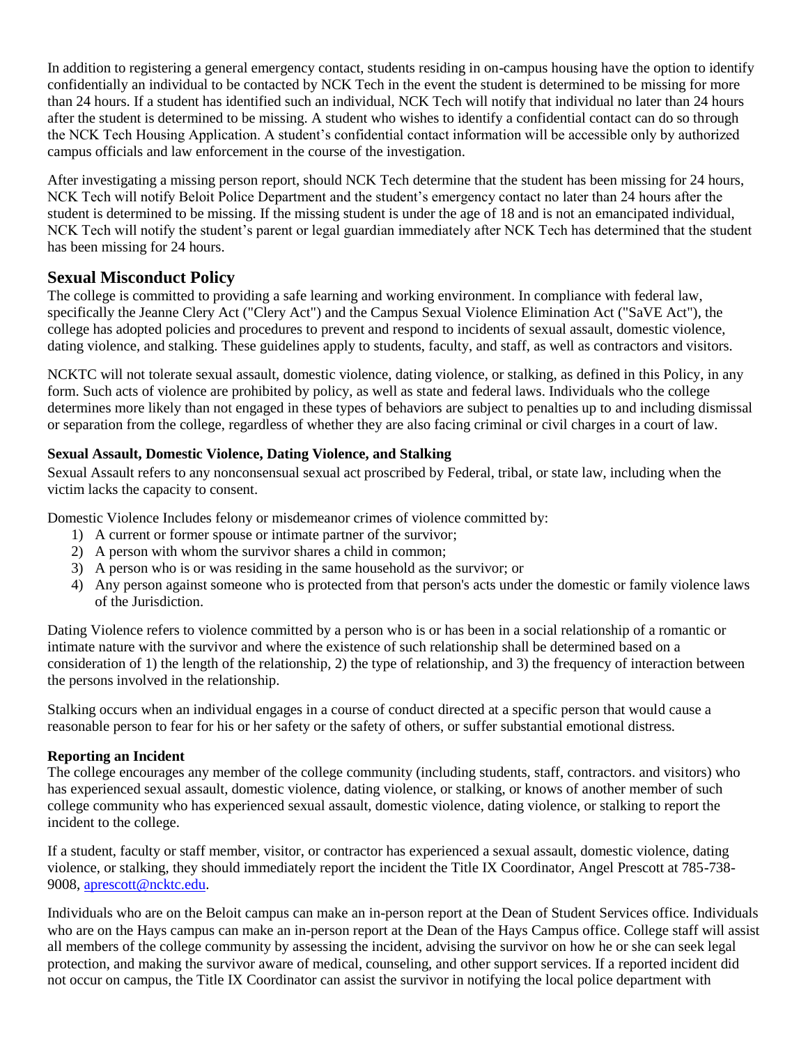In addition to registering a general emergency contact, students residing in on-campus housing have the option to identify confidentially an individual to be contacted by NCK Tech in the event the student is determined to be missing for more than 24 hours. If a student has identified such an individual, NCK Tech will notify that individual no later than 24 hours after the student is determined to be missing. A student who wishes to identify a confidential contact can do so through the NCK Tech Housing Application. A student's confidential contact information will be accessible only by authorized campus officials and law enforcement in the course of the investigation.

After investigating a missing person report, should NCK Tech determine that the student has been missing for 24 hours, NCK Tech will notify Beloit Police Department and the student's emergency contact no later than 24 hours after the student is determined to be missing. If the missing student is under the age of 18 and is not an emancipated individual, NCK Tech will notify the student's parent or legal guardian immediately after NCK Tech has determined that the student has been missing for 24 hours.

## Sexual Misconduct Policy

The college is committed to providing a safe learning and working environment. In compliance with federal law, specifically the Jeanne Clery Act ("Clery Act") and the Campus Sexual Violence Elimination Act ("SaVE Act"), the college has adopted policies and procedures to prevent and respond to incidents of sexual assault, domestic violence, dating violence, and stalking. These guidelines apply to students, faculty, and staff, as well as contractors and visitors.

NCKTC will not tolerate sexual assault, domestic violence, dating violence, or stalking, as defined in this Policy, in any form. Such acts of violence are prohibited by policy, as well as state and federal laws. Individuals who the college determines more likely than not engaged in these types of behaviors are subject to penalties up to and including dismissal or separation from the college, regardless of whether they are also facing criminal or civil charges in a court of law.

### Sexual Assault, Domestic Violence, Dating Violence, and Stalking

Sexual Assault refers to any nonconsensual sexual act proscribed by Federal, tribal, or state law, including when the victim lacks the capacity to consent.

Domestic Violence Includes felony or misdemeanor crimes of violence committed by:

1) A current or former spouse or intimate partner of the survivor;
2) A person with whom the survivor shares a child in common;
3) A person who is or was residing in the same household as the survivor; or
4) Any person against someone who is protected from that person's acts under the domestic or family violence laws of the Jurisdiction.

Dating Violence refers to violence committed by a person who is or has been in a social relationship of a romantic or intimate nature with the survivor and where the existence of such relationship shall be determined based on a consideration of 1) the length of the relationship, 2) the type of relationship, and 3) the frequency of interaction between the persons involved in the relationship.

Stalking occurs when an individual engages in a course of conduct directed at a specific person that would cause a reasonable person to fear for his or her safety or the safety of others, or suffer substantial emotional distress.

### Reporting an Incident

The college encourages any member of the college community (including students, staff, contractors. and visitors) who has experienced sexual assault, domestic violence, dating violence, or stalking, or knows of another member of such college community who has experienced sexual assault, domestic violence, dating violence, or stalking to report the incident to the college.

If a student, faculty or staff member, visitor, or contractor has experienced a sexual assault, domestic violence, dating violence, or stalking, they should immediately report the incident the Title IX Coordinator, Angel Prescott at 785-738-9008, aprescott@ncktc.edu.

Individuals who are on the Beloit campus can make an in-person report at the Dean of Student Services office. Individuals who are on the Hays campus can make an in-person report at the Dean of the Hays Campus office. College staff will assist all members of the college community by assessing the incident, advising the survivor on how he or she can seek legal protection, and making the survivor aware of medical, counseling, and other support services. If a reported incident did not occur on campus, the Title IX Coordinator can assist the survivor in notifying the local police department with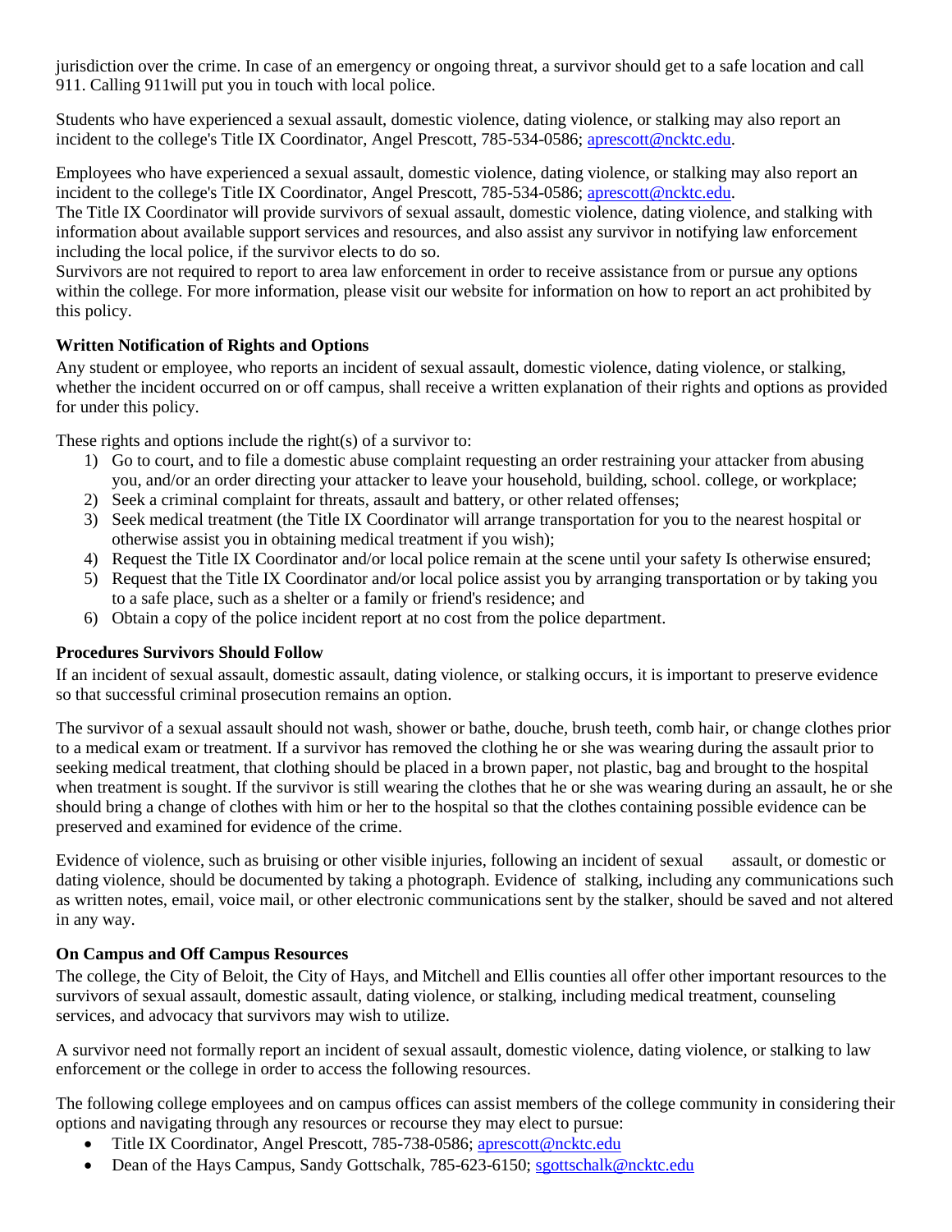jurisdiction over the crime. In case of an emergency or ongoing threat, a survivor should get to a safe location and call 911. Calling 911will put you in touch with local police.

Students who have experienced a sexual assault, domestic violence, dating violence, or stalking may also report an incident to the college's Title IX Coordinator, Angel Prescott, 785-534-0586; aprescott@ncktc.edu.

Employees who have experienced a sexual assault, domestic violence, dating violence, or stalking may also report an incident to the college's Title IX Coordinator, Angel Prescott, 785-534-0586; aprescott@ncktc.edu.
The Title IX Coordinator will provide survivors of sexual assault, domestic violence, dating violence, and stalking with information about available support services and resources, and also assist any survivor in notifying law enforcement including the local police, if the survivor elects to do so.
Survivors are not required to report to area law enforcement in order to receive assistance from or pursue any options within the college. For more information, please visit our website for information on how to report an act prohibited by this policy.

**Written Notification of Rights and Options**

Any student or employee, who reports an incident of sexual assault, domestic violence, dating violence, or stalking, whether the incident occurred on or off campus, shall receive a written explanation of their rights and options as provided for under this policy.

These rights and options include the right(s) of a survivor to:

1) Go to court, and to file a domestic abuse complaint requesting an order restraining your attacker from abusing you, and/or an order directing your attacker to leave your household, building, school. college, or workplace;
2) Seek a criminal complaint for threats, assault and battery, or other related offenses;
3) Seek medical treatment (the Title IX Coordinator will arrange transportation for you to the nearest hospital or otherwise assist you in obtaining medical treatment if you wish);
4) Request the Title IX Coordinator and/or local police remain at the scene until your safety Is otherwise ensured;
5) Request that the Title IX Coordinator and/or local police assist you by arranging transportation or by taking you to a safe place, such as a shelter or a family or friend's residence; and
6) Obtain a copy of the police incident report at no cost from the police department.

**Procedures Survivors Should Follow**

If an incident of sexual assault, domestic assault, dating violence, or stalking occurs, it is important to preserve evidence so that successful criminal prosecution remains an option.

The survivor of a sexual assault should not wash, shower or bathe, douche, brush teeth, comb hair, or change clothes prior to a medical exam or treatment. If a survivor has removed the clothing he or she was wearing during the assault prior to seeking medical treatment, that clothing should be placed in a brown paper, not plastic, bag and brought to the hospital when treatment is sought. If the survivor is still wearing the clothes that he or she was wearing during an assault, he or she should bring a change of clothes with him or her to the hospital so that the clothes containing possible evidence can be preserved and examined for evidence of the crime.

Evidence of violence, such as bruising or other visible injuries, following an incident of sexual assault, or domestic or dating violence, should be documented by taking a photograph. Evidence of stalking, including any communications such as written notes, email, voice mail, or other electronic communications sent by the stalker, should be saved and not altered in any way.

**On Campus and Off Campus Resources**

The college, the City of Beloit, the City of Hays, and Mitchell and Ellis counties all offer other important resources to the survivors of sexual assault, domestic assault, dating violence, or stalking, including medical treatment, counseling services, and advocacy that survivors may wish to utilize.

A survivor need not formally report an incident of sexual assault, domestic violence, dating violence, or stalking to law enforcement or the college in order to access the following resources.

The following college employees and on campus offices can assist members of the college community in considering their options and navigating through any resources or recourse they may elect to pursue:

- Title IX Coordinator, Angel Prescott, 785-738-0586; aprescott@ncktc.edu
- Dean of the Hays Campus, Sandy Gottschalk, 785-623-6150; sgottschalk@ncktc.edu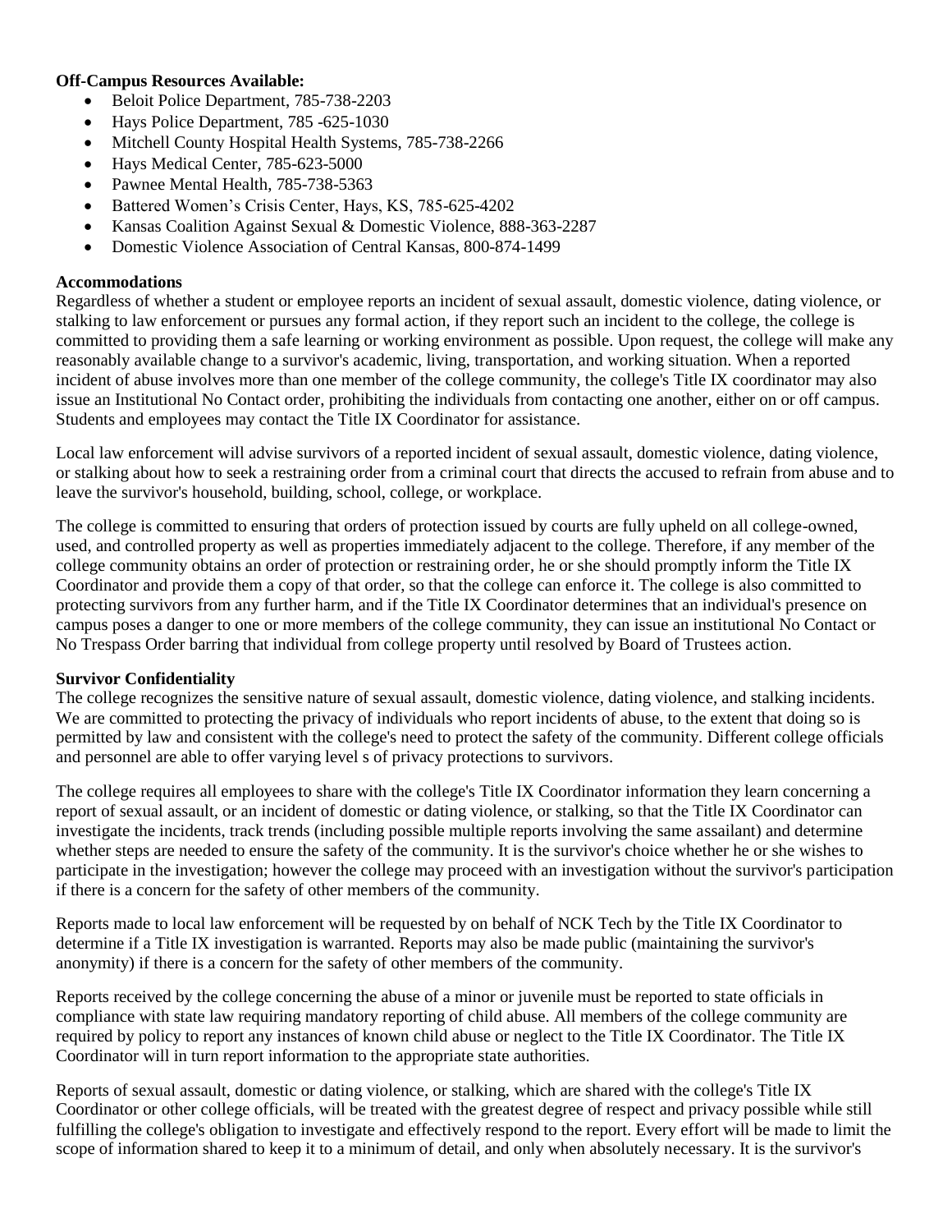**Off-Campus Resources Available:**

- Beloit Police Department, 785-738-2203
- Hays Police Department, 785 -625-1030
- Mitchell County Hospital Health Systems, 785-738-2266
- Hays Medical Center, 785-623-5000
- Pawnee Mental Health, 785-738-5363
- Battered Women's Crisis Center, Hays, KS, 785-625-4202
- Kansas Coalition Against Sexual & Domestic Violence, 888-363-2287
- Domestic Violence Association of Central Kansas, 800-874-1499

**Accommodations**

Regardless of whether a student or employee reports an incident of sexual assault, domestic violence, dating violence, or stalking to law enforcement or pursues any formal action, if they report such an incident to the college, the college is committed to providing them a safe learning or working environment as possible. Upon request, the college will make any reasonably available change to a survivor's academic, living, transportation, and working situation. When a reported incident of abuse involves more than one member of the college community, the college's Title IX coordinator may also issue an Institutional No Contact order, prohibiting the individuals from contacting one another, either on or off campus. Students and employees may contact the Title IX Coordinator for assistance.

Local law enforcement will advise survivors of a reported incident of sexual assault, domestic violence, dating violence, or stalking about how to seek a restraining order from a criminal court that directs the accused to refrain from abuse and to leave the survivor's household, building, school, college, or workplace.

The college is committed to ensuring that orders of protection issued by courts are fully upheld on all college-owned, used, and controlled property as well as properties immediately adjacent to the college. Therefore, if any member of the college community obtains an order of protection or restraining order, he or she should promptly inform the Title IX Coordinator and provide them a copy of that order, so that the college can enforce it. The college is also committed to protecting survivors from any further harm, and if the Title IX Coordinator determines that an individual's presence on campus poses a danger to one or more members of the college community, they can issue an institutional No Contact or No Trespass Order barring that individual from college property until resolved by Board of Trustees action.

**Survivor Confidentiality**

The college recognizes the sensitive nature of sexual assault, domestic violence, dating violence, and stalking incidents. We are committed to protecting the privacy of individuals who report incidents of abuse, to the extent that doing so is permitted by law and consistent with the college's need to protect the safety of the community. Different college officials and personnel are able to offer varying level s of privacy protections to survivors.

The college requires all employees to share with the college's Title IX Coordinator information they learn concerning a report of sexual assault, or an incident of domestic or dating violence, or stalking, so that the Title IX Coordinator can investigate the incidents, track trends (including possible multiple reports involving the same assailant) and determine whether steps are needed to ensure the safety of the community. It is the survivor's choice whether he or she wishes to participate in the investigation; however the college may proceed with an investigation without the survivor's participation if there is a concern for the safety of other members of the community.

Reports made to local law enforcement will be requested by on behalf of NCK Tech by the Title IX Coordinator to determine if a Title IX investigation is warranted. Reports may also be made public (maintaining the survivor's anonymity) if there is a concern for the safety of other members of the community.

Reports received by the college concerning the abuse of a minor or juvenile must be reported to state officials in compliance with state law requiring mandatory reporting of child abuse. All members of the college community are required by policy to report any instances of known child abuse or neglect to the Title IX Coordinator. The Title IX Coordinator will in turn report information to the appropriate state authorities.

Reports of sexual assault, domestic or dating violence, or stalking, which are shared with the college's Title IX Coordinator or other college officials, will be treated with the greatest degree of respect and privacy possible while still fulfilling the college's obligation to investigate and effectively respond to the report. Every effort will be made to limit the scope of information shared to keep it to a minimum of detail, and only when absolutely necessary. It is the survivor's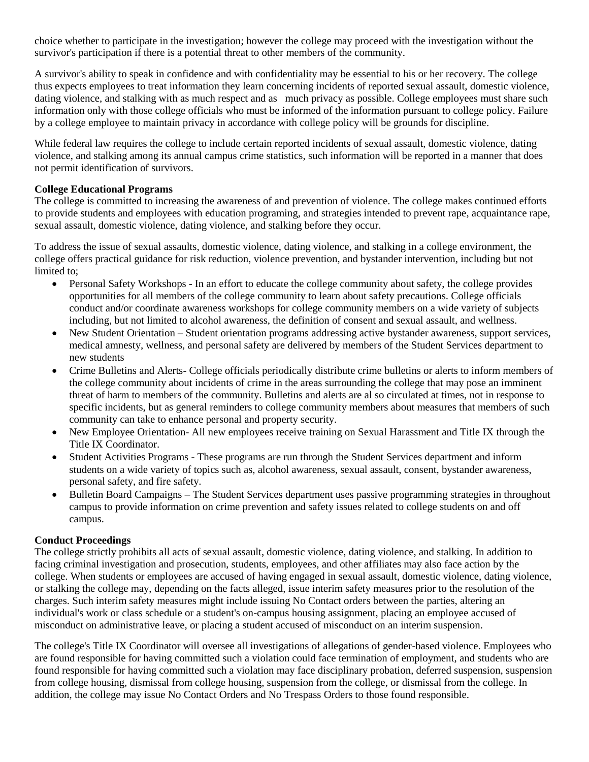choice whether to participate in the investigation; however the college may proceed with the investigation without the survivor's participation if there is a potential threat to other members of the community.

A survivor's ability to speak in confidence and with confidentiality may be essential to his or her recovery. The college thus expects employees to treat information they learn concerning incidents of reported sexual assault, domestic violence, dating violence, and stalking with as much respect and as much privacy as possible. College employees must share such information only with those college officials who must be informed of the information pursuant to college policy. Failure by a college employee to maintain privacy in accordance with college policy will be grounds for discipline.

While federal law requires the college to include certain reported incidents of sexual assault, domestic violence, dating violence, and stalking among its annual campus crime statistics, such information will be reported in a manner that does not permit identification of survivors.

**College Educational Programs**

The college is committed to increasing the awareness of and prevention of violence. The college makes continued efforts to provide students and employees with education programing, and strategies intended to prevent rape, acquaintance rape, sexual assault, domestic violence, dating violence, and stalking before they occur.

To address the issue of sexual assaults, domestic violence, dating violence, and stalking in a college environment, the college offers practical guidance for risk reduction, violence prevention, and bystander intervention, including but not limited to;

- Personal Safety Workshops - In an effort to educate the college community about safety, the college provides opportunities for all members of the college community to learn about safety precautions. College officials conduct and/or coordinate awareness workshops for college community members on a wide variety of subjects including, but not limited to alcohol awareness, the definition of consent and sexual assault, and wellness.
- New Student Orientation – Student orientation programs addressing active bystander awareness, support services, medical amnesty, wellness, and personal safety are delivered by members of the Student Services department to new students
- Crime Bulletins and Alerts- College officials periodically distribute crime bulletins or alerts to inform members of the college community about incidents of crime in the areas surrounding the college that may pose an imminent threat of harm to members of the community. Bulletins and alerts are al so circulated at times, not in response to specific incidents, but as general reminders to college community members about measures that members of such community can take to enhance personal and property security.
- New Employee Orientation- All new employees receive training on Sexual Harassment and Title IX through the Title IX Coordinator.
- Student Activities Programs - These programs are run through the Student Services department and inform students on a wide variety of topics such as, alcohol awareness, sexual assault, consent, bystander awareness, personal safety, and fire safety.
- Bulletin Board Campaigns – The Student Services department uses passive programming strategies in throughout campus to provide information on crime prevention and safety issues related to college students on and off campus.

**Conduct Proceedings**

The college strictly prohibits all acts of sexual assault, domestic violence, dating violence, and stalking. In addition to facing criminal investigation and prosecution, students, employees, and other affiliates may also face action by the college. When students or employees are accused of having engaged in sexual assault, domestic violence, dating violence, or stalking the college may, depending on the facts alleged, issue interim safety measures prior to the resolution of the charges. Such interim safety measures might include issuing No Contact orders between the parties, altering an individual's work or class schedule or a student's on-campus housing assignment, placing an employee accused of misconduct on administrative leave, or placing a student accused of misconduct on an interim suspension.

The college's Title IX Coordinator will oversee all investigations of allegations of gender-based violence. Employees who are found responsible for having committed such a violation could face termination of employment, and students who are found responsible for having committed such a violation may face disciplinary probation, deferred suspension, suspension from college housing, dismissal from college housing, suspension from the college, or dismissal from the college. In addition, the college may issue No Contact Orders and No Trespass Orders to those found responsible.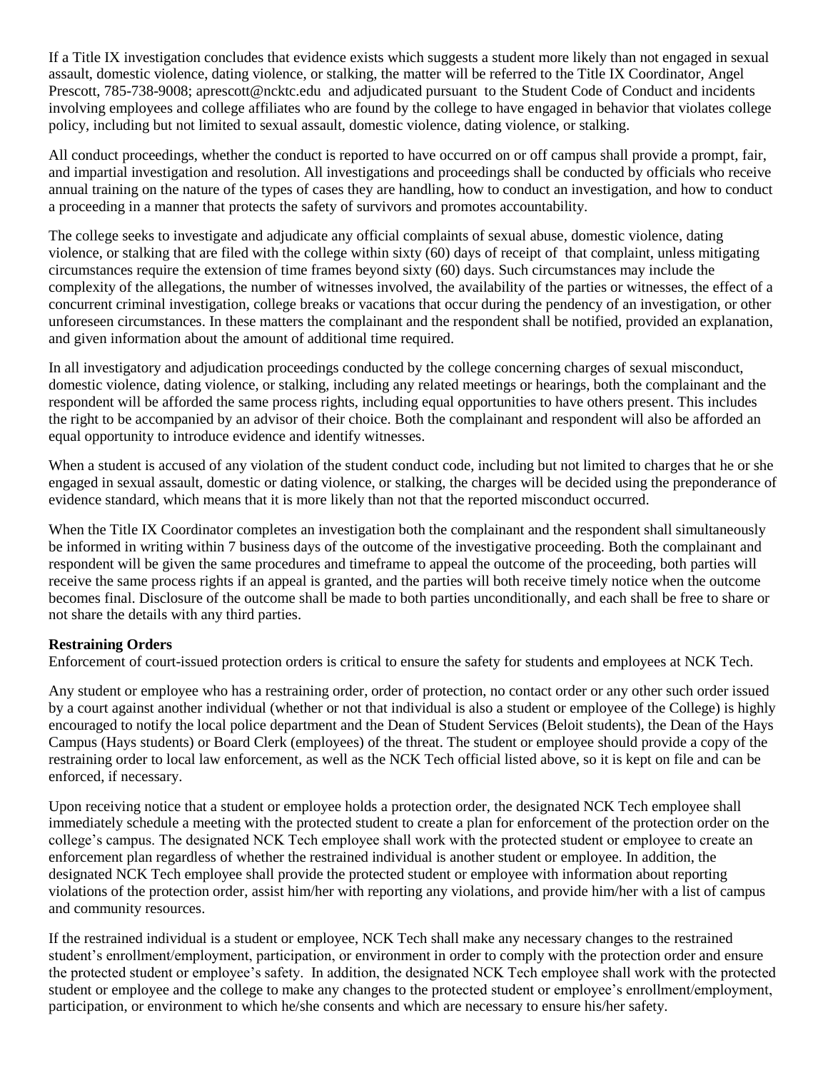If a Title IX investigation concludes that evidence exists which suggests a student more likely than not engaged in sexual assault, domestic violence, dating violence, or stalking, the matter will be referred to the Title IX Coordinator, Angel Prescott, 785-738-9008; aprescott@ncktc.edu and adjudicated pursuant to the Student Code of Conduct and incidents involving employees and college affiliates who are found by the college to have engaged in behavior that violates college policy, including but not limited to sexual assault, domestic violence, dating violence, or stalking.

All conduct proceedings, whether the conduct is reported to have occurred on or off campus shall provide a prompt, fair, and impartial investigation and resolution. All investigations and proceedings shall be conducted by officials who receive annual training on the nature of the types of cases they are handling, how to conduct an investigation, and how to conduct a proceeding in a manner that protects the safety of survivors and promotes accountability.

The college seeks to investigate and adjudicate any official complaints of sexual abuse, domestic violence, dating violence, or stalking that are filed with the college within sixty (60) days of receipt of that complaint, unless mitigating circumstances require the extension of time frames beyond sixty (60) days. Such circumstances may include the complexity of the allegations, the number of witnesses involved, the availability of the parties or witnesses, the effect of a concurrent criminal investigation, college breaks or vacations that occur during the pendency of an investigation, or other unforeseen circumstances. In these matters the complainant and the respondent shall be notified, provided an explanation, and given information about the amount of additional time required.

In all investigatory and adjudication proceedings conducted by the college concerning charges of sexual misconduct, domestic violence, dating violence, or stalking, including any related meetings or hearings, both the complainant and the respondent will be afforded the same process rights, including equal opportunities to have others present. This includes the right to be accompanied by an advisor of their choice. Both the complainant and respondent will also be afforded an equal opportunity to introduce evidence and identify witnesses.

When a student is accused of any violation of the student conduct code, including but not limited to charges that he or she engaged in sexual assault, domestic or dating violence, or stalking, the charges will be decided using the preponderance of evidence standard, which means that it is more likely than not that the reported misconduct occurred.

When the Title IX Coordinator completes an investigation both the complainant and the respondent shall simultaneously be informed in writing within 7 business days of the outcome of the investigative proceeding. Both the complainant and respondent will be given the same procedures and timeframe to appeal the outcome of the proceeding, both parties will receive the same process rights if an appeal is granted, and the parties will both receive timely notice when the outcome becomes final. Disclosure of the outcome shall be made to both parties unconditionally, and each shall be free to share or not share the details with any third parties.

**Restraining Orders**

Enforcement of court-issued protection orders is critical to ensure the safety for students and employees at NCK Tech.

Any student or employee who has a restraining order, order of protection, no contact order or any other such order issued by a court against another individual (whether or not that individual is also a student or employee of the College) is highly encouraged to notify the local police department and the Dean of Student Services (Beloit students), the Dean of the Hays Campus (Hays students) or Board Clerk (employees) of the threat. The student or employee should provide a copy of the restraining order to local law enforcement, as well as the NCK Tech official listed above, so it is kept on file and can be enforced, if necessary.

Upon receiving notice that a student or employee holds a protection order, the designated NCK Tech employee shall immediately schedule a meeting with the protected student to create a plan for enforcement of the protection order on the college's campus. The designated NCK Tech employee shall work with the protected student or employee to create an enforcement plan regardless of whether the restrained individual is another student or employee. In addition, the designated NCK Tech employee shall provide the protected student or employee with information about reporting violations of the protection order, assist him/her with reporting any violations, and provide him/her with a list of campus and community resources.

If the restrained individual is a student or employee, NCK Tech shall make any necessary changes to the restrained student's enrollment/employment, participation, or environment in order to comply with the protection order and ensure the protected student or employee's safety. In addition, the designated NCK Tech employee shall work with the protected student or employee and the college to make any changes to the protected student or employee's enrollment/employment, participation, or environment to which he/she consents and which are necessary to ensure his/her safety.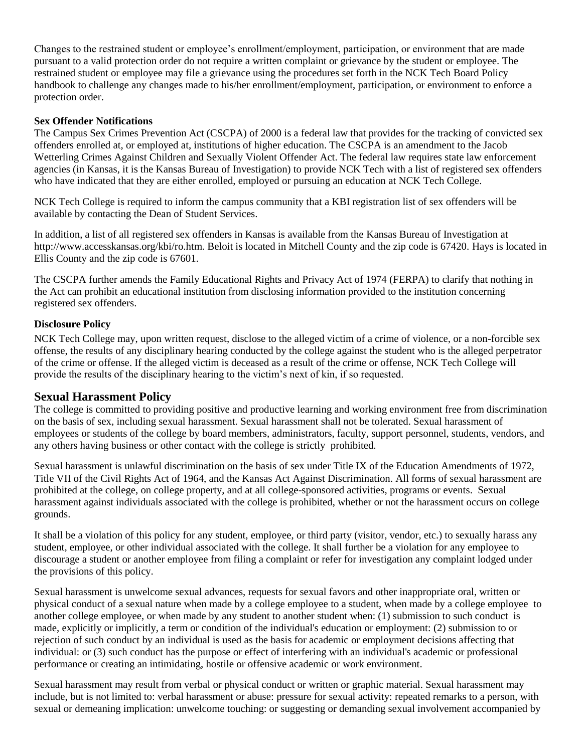Changes to the restrained student or employee's enrollment/employment, participation, or environment that are made pursuant to a valid protection order do not require a written complaint or grievance by the student or employee. The restrained student or employee may file a grievance using the procedures set forth in the NCK Tech Board Policy handbook to challenge any changes made to his/her enrollment/employment, participation, or environment to enforce a protection order.

**Sex Offender Notifications**

The Campus Sex Crimes Prevention Act (CSCPA) of 2000 is a federal law that provides for the tracking of convicted sex offenders enrolled at, or employed at, institutions of higher education. The CSCPA is an amendment to the Jacob Wetterling Crimes Against Children and Sexually Violent Offender Act. The federal law requires state law enforcement agencies (in Kansas, it is the Kansas Bureau of Investigation) to provide NCK Tech with a list of registered sex offenders who have indicated that they are either enrolled, employed or pursuing an education at NCK Tech College.

NCK Tech College is required to inform the campus community that a KBI registration list of sex offenders will be available by contacting the Dean of Student Services.

In addition, a list of all registered sex offenders in Kansas is available from the Kansas Bureau of Investigation at http://www.accesskansas.org/kbi/ro.htm. Beloit is located in Mitchell County and the zip code is 67420. Hays is located in Ellis County and the zip code is 67601.

The CSCPA further amends the Family Educational Rights and Privacy Act of 1974 (FERPA) to clarify that nothing in the Act can prohibit an educational institution from disclosing information provided to the institution concerning registered sex offenders.

**Disclosure Policy**

NCK Tech College may, upon written request, disclose to the alleged victim of a crime of violence, or a non-forcible sex offense, the results of any disciplinary hearing conducted by the college against the student who is the alleged perpetrator of the crime or offense. If the alleged victim is deceased as a result of the crime or offense, NCK Tech College will provide the results of the disciplinary hearing to the victim's next of kin, if so requested.

## Sexual Harassment Policy

The college is committed to providing positive and productive learning and working environment free from discrimination on the basis of sex, including sexual harassment. Sexual harassment shall not be tolerated. Sexual harassment of employees or students of the college by board members, administrators, faculty, support personnel, students, vendors, and any others having business or other contact with the college is strictly prohibited.

Sexual harassment is unlawful discrimination on the basis of sex under Title IX of the Education Amendments of 1972, Title VII of the Civil Rights Act of 1964, and the Kansas Act Against Discrimination. All forms of sexual harassment are prohibited at the college, on college property, and at all college-sponsored activities, programs or events. Sexual harassment against individuals associated with the college is prohibited, whether or not the harassment occurs on college grounds.

It shall be a violation of this policy for any student, employee, or third party (visitor, vendor, etc.) to sexually harass any student, employee, or other individual associated with the college. It shall further be a violation for any employee to discourage a student or another employee from filing a complaint or refer for investigation any complaint lodged under the provisions of this policy.

Sexual harassment is unwelcome sexual advances, requests for sexual favors and other inappropriate oral, written or physical conduct of a sexual nature when made by a college employee to a student, when made by a college employee to another college employee, or when made by any student to another student when: (1) submission to such conduct is made, explicitly or implicitly, a term or condition of the individual's education or employment: (2) submission to or rejection of such conduct by an individual is used as the basis for academic or employment decisions affecting that individual: or (3) such conduct has the purpose or effect of interfering with an individual's academic or professional performance or creating an intimidating, hostile or offensive academic or work environment.

Sexual harassment may result from verbal or physical conduct or written or graphic material. Sexual harassment may include, but is not limited to: verbal harassment or abuse: pressure for sexual activity: repeated remarks to a person, with sexual or demeaning implication: unwelcome touching: or suggesting or demanding sexual involvement accompanied by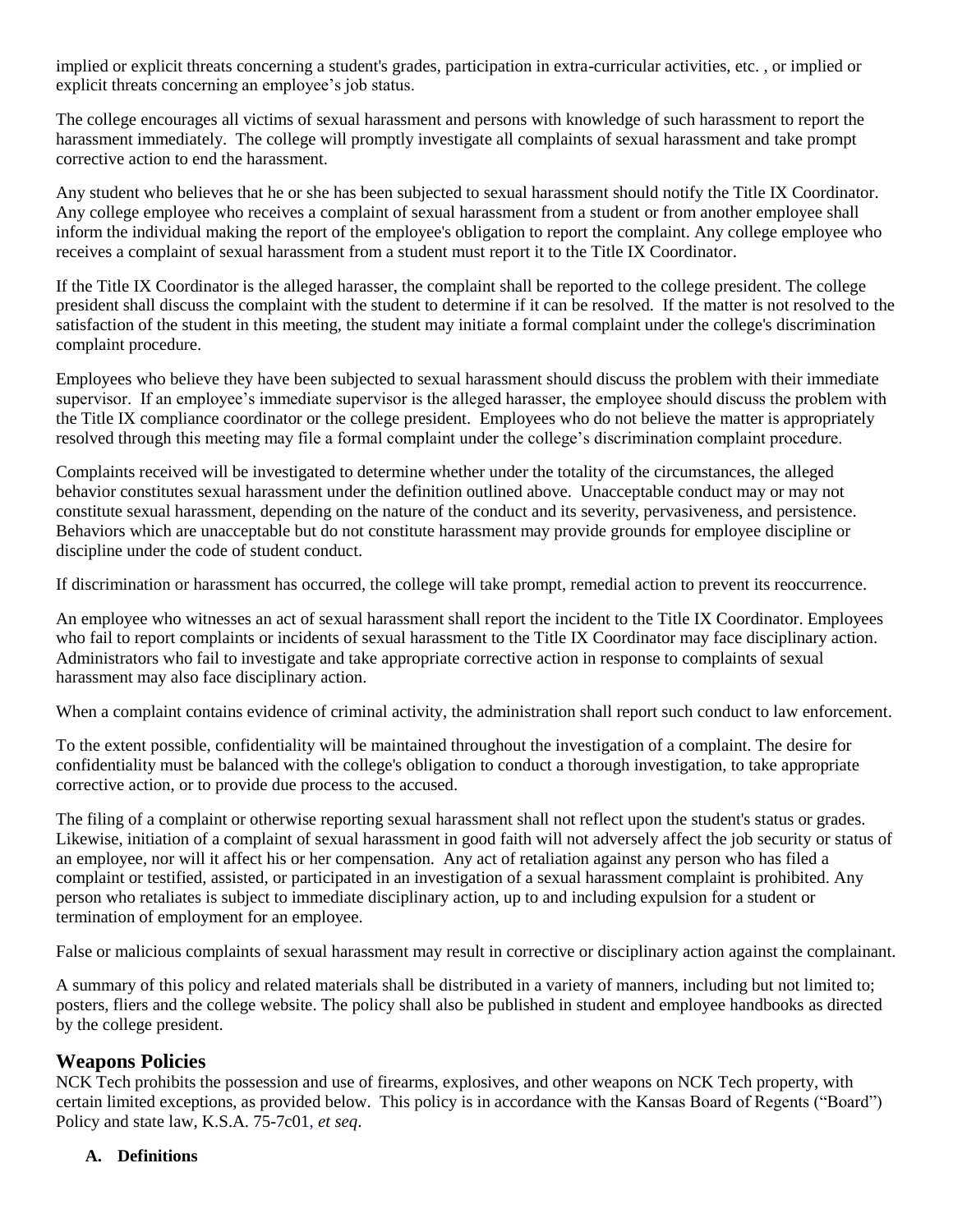implied or explicit threats concerning a student's grades, participation in extra-curricular activities, etc. , or implied or explicit threats concerning an employee's job status.

The college encourages all victims of sexual harassment and persons with knowledge of such harassment to report the harassment immediately. The college will promptly investigate all complaints of sexual harassment and take prompt corrective action to end the harassment.

Any student who believes that he or she has been subjected to sexual harassment should notify the Title IX Coordinator. Any college employee who receives a complaint of sexual harassment from a student or from another employee shall inform the individual making the report of the employee's obligation to report the complaint. Any college employee who receives a complaint of sexual harassment from a student must report it to the Title IX Coordinator.

If the Title IX Coordinator is the alleged harasser, the complaint shall be reported to the college president. The college president shall discuss the complaint with the student to determine if it can be resolved. If the matter is not resolved to the satisfaction of the student in this meeting, the student may initiate a formal complaint under the college's discrimination complaint procedure.

Employees who believe they have been subjected to sexual harassment should discuss the problem with their immediate supervisor. If an employee's immediate supervisor is the alleged harasser, the employee should discuss the problem with the Title IX compliance coordinator or the college president. Employees who do not believe the matter is appropriately resolved through this meeting may file a formal complaint under the college's discrimination complaint procedure.

Complaints received will be investigated to determine whether under the totality of the circumstances, the alleged behavior constitutes sexual harassment under the definition outlined above. Unacceptable conduct may or may not constitute sexual harassment, depending on the nature of the conduct and its severity, pervasiveness, and persistence. Behaviors which are unacceptable but do not constitute harassment may provide grounds for employee discipline or discipline under the code of student conduct.

If discrimination or harassment has occurred, the college will take prompt, remedial action to prevent its reoccurrence.

An employee who witnesses an act of sexual harassment shall report the incident to the Title IX Coordinator. Employees who fail to report complaints or incidents of sexual harassment to the Title IX Coordinator may face disciplinary action. Administrators who fail to investigate and take appropriate corrective action in response to complaints of sexual harassment may also face disciplinary action.

When a complaint contains evidence of criminal activity, the administration shall report such conduct to law enforcement.

To the extent possible, confidentiality will be maintained throughout the investigation of a complaint. The desire for confidentiality must be balanced with the college's obligation to conduct a thorough investigation, to take appropriate corrective action, or to provide due process to the accused.

The filing of a complaint or otherwise reporting sexual harassment shall not reflect upon the student's status or grades. Likewise, initiation of a complaint of sexual harassment in good faith will not adversely affect the job security or status of an employee, nor will it affect his or her compensation. Any act of retaliation against any person who has filed a complaint or testified, assisted, or participated in an investigation of a sexual harassment complaint is prohibited. Any person who retaliates is subject to immediate disciplinary action, up to and including expulsion for a student or termination of employment for an employee.

False or malicious complaints of sexual harassment may result in corrective or disciplinary action against the complainant.

A summary of this policy and related materials shall be distributed in a variety of manners, including but not limited to; posters, fliers and the college website. The policy shall also be published in student and employee handbooks as directed by the college president.

## Weapons Policies

NCK Tech prohibits the possession and use of firearms, explosives, and other weapons on NCK Tech property, with certain limited exceptions, as provided below. This policy is in accordance with the Kansas Board of Regents ("Board") Policy and state law, K.S.A. 75-7c01, *et seq*.

### A. Definitions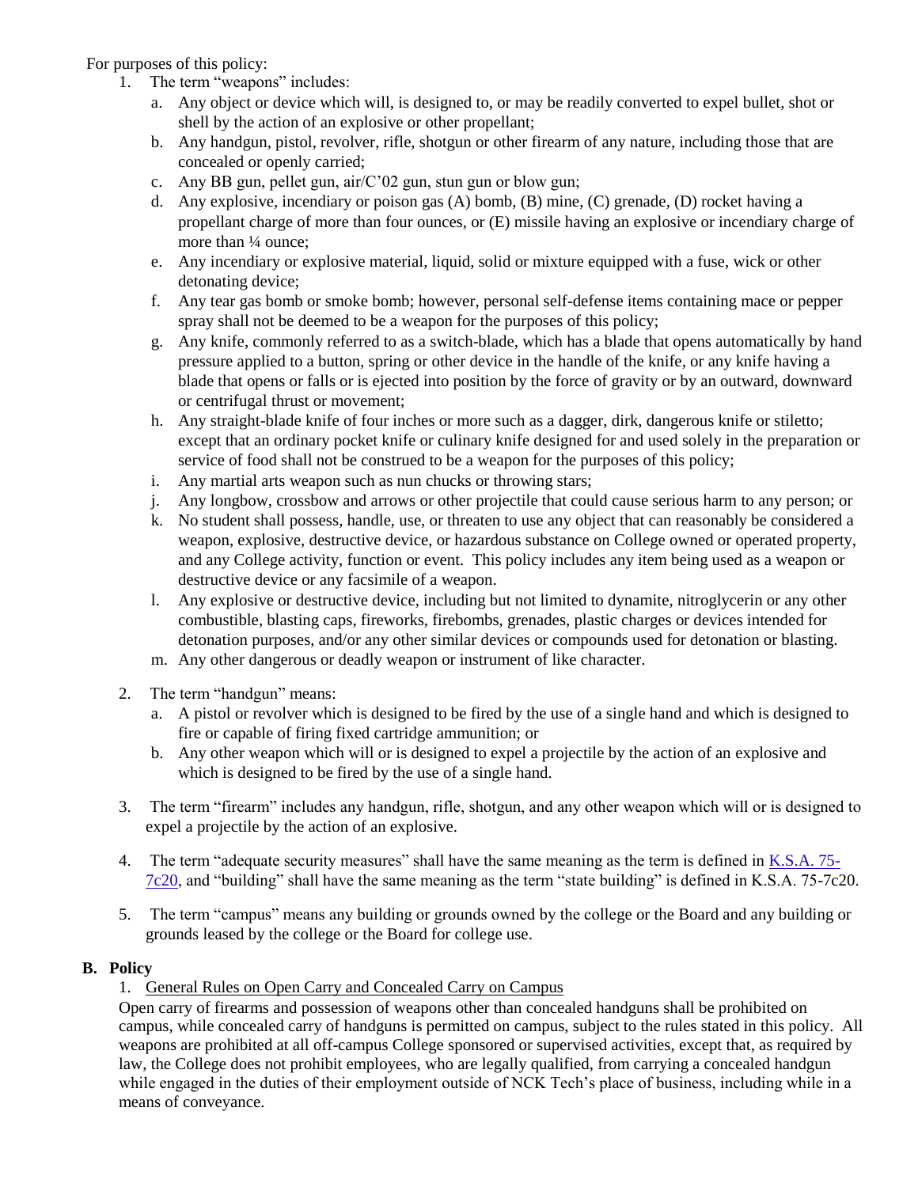For purposes of this policy:

1. The term "weapons" includes:
   a. Any object or device which will, is designed to, or may be readily converted to expel bullet, shot or shell by the action of an explosive or other propellant;
   b. Any handgun, pistol, revolver, rifle, shotgun or other firearm of any nature, including those that are concealed or openly carried;
   c. Any BB gun, pellet gun, air/C'02 gun, stun gun or blow gun;
   d. Any explosive, incendiary or poison gas (A) bomb, (B) mine, (C) grenade, (D) rocket having a propellant charge of more than four ounces, or (E) missile having an explosive or incendiary charge of more than ¼ ounce;
   e. Any incendiary or explosive material, liquid, solid or mixture equipped with a fuse, wick or other detonating device;
   f. Any tear gas bomb or smoke bomb; however, personal self-defense items containing mace or pepper spray shall not be deemed to be a weapon for the purposes of this policy;
   g. Any knife, commonly referred to as a switch-blade, which has a blade that opens automatically by hand pressure applied to a button, spring or other device in the handle of the knife, or any knife having a blade that opens or falls or is ejected into position by the force of gravity or by an outward, downward or centrifugal thrust or movement;
   h. Any straight-blade knife of four inches or more such as a dagger, dirk, dangerous knife or stiletto; except that an ordinary pocket knife or culinary knife designed for and used solely in the preparation or service of food shall not be construed to be a weapon for the purposes of this policy;
   i. Any martial arts weapon such as nun chucks or throwing stars;
   j. Any longbow, crossbow and arrows or other projectile that could cause serious harm to any person; or
   k. No student shall possess, handle, use, or threaten to use any object that can reasonably be considered a weapon, explosive, destructive device, or hazardous substance on College owned or operated property, and any College activity, function or event. This policy includes any item being used as a weapon or destructive device or any facsimile of a weapon.
   l. Any explosive or destructive device, including but not limited to dynamite, nitroglycerin or any other combustible, blasting caps, fireworks, firebombs, grenades, plastic charges or devices intended for detonation purposes, and/or any other similar devices or compounds used for detonation or blasting.
   m. Any other dangerous or deadly weapon or instrument of like character.

2. The term "handgun" means:
   a. A pistol or revolver which is designed to be fired by the use of a single hand and which is designed to fire or capable of firing fixed cartridge ammunition; or
   b. Any other weapon which will or is designed to expel a projectile by the action of an explosive and which is designed to be fired by the use of a single hand.

3. The term "firearm" includes any handgun, rifle, shotgun, and any other weapon which will or is designed to expel a projectile by the action of an explosive.

4. The term "adequate security measures" shall have the same meaning as the term is defined in K.S.A. 75-7c20, and "building" shall have the same meaning as the term "state building" is defined in K.S.A. 75-7c20.

5. The term "campus" means any building or grounds owned by the college or the Board and any building or grounds leased by the college or the Board for college use.

## B. Policy

1. General Rules on Open Carry and Concealed Carry on Campus

Open carry of firearms and possession of weapons other than concealed handguns shall be prohibited on campus, while concealed carry of handguns is permitted on campus, subject to the rules stated in this policy. All weapons are prohibited at all off-campus College sponsored or supervised activities, except that, as required by law, the College does not prohibit employees, who are legally qualified, from carrying a concealed handgun while engaged in the duties of their employment outside of NCK Tech's place of business, including while in a means of conveyance.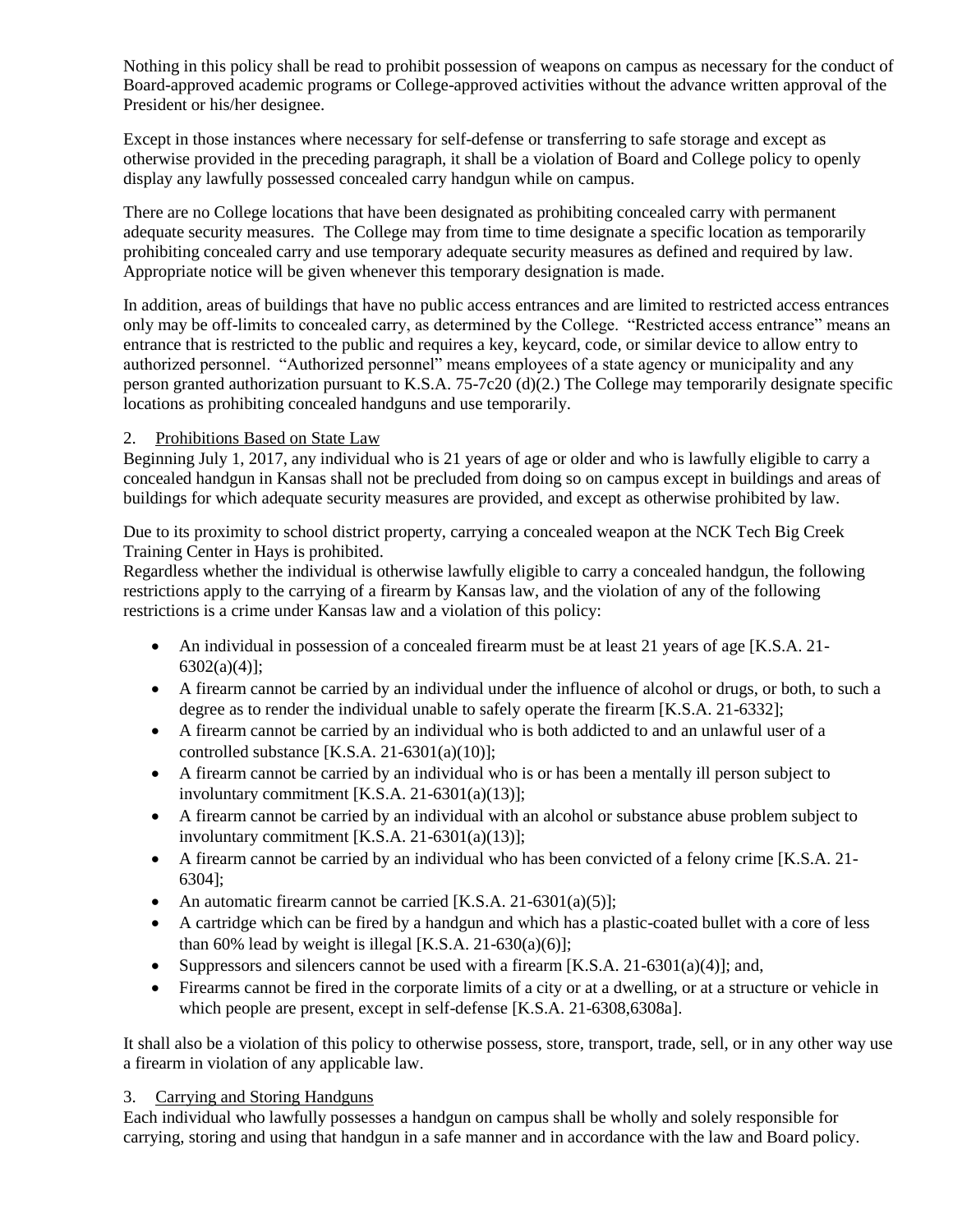Nothing in this policy shall be read to prohibit possession of weapons on campus as necessary for the conduct of Board-approved academic programs or College-approved activities without the advance written approval of the President or his/her designee.

Except in those instances where necessary for self-defense or transferring to safe storage and except as otherwise provided in the preceding paragraph, it shall be a violation of Board and College policy to openly display any lawfully possessed concealed carry handgun while on campus.

There are no College locations that have been designated as prohibiting concealed carry with permanent adequate security measures. The College may from time to time designate a specific location as temporarily prohibiting concealed carry and use temporary adequate security measures as defined and required by law. Appropriate notice will be given whenever this temporary designation is made.

In addition, areas of buildings that have no public access entrances and are limited to restricted access entrances only may be off-limits to concealed carry, as determined by the College. "Restricted access entrance" means an entrance that is restricted to the public and requires a key, keycard, code, or similar device to allow entry to authorized personnel. "Authorized personnel" means employees of a state agency or municipality and any person granted authorization pursuant to K.S.A. 75-7c20 (d)(2.) The College may temporarily designate specific locations as prohibiting concealed handguns and use temporarily.

2. Prohibitions Based on State Law

Beginning July 1, 2017, any individual who is 21 years of age or older and who is lawfully eligible to carry a concealed handgun in Kansas shall not be precluded from doing so on campus except in buildings and areas of buildings for which adequate security measures are provided, and except as otherwise prohibited by law.

Due to its proximity to school district property, carrying a concealed weapon at the NCK Tech Big Creek Training Center in Hays is prohibited.

Regardless whether the individual is otherwise lawfully eligible to carry a concealed handgun, the following restrictions apply to the carrying of a firearm by Kansas law, and the violation of any of the following restrictions is a crime under Kansas law and a violation of this policy:

- An individual in possession of a concealed firearm must be at least 21 years of age [K.S.A. 21-6302(a)(4)];
- A firearm cannot be carried by an individual under the influence of alcohol or drugs, or both, to such a degree as to render the individual unable to safely operate the firearm [K.S.A. 21-6332];
- A firearm cannot be carried by an individual who is both addicted to and an unlawful user of a controlled substance [K.S.A. 21-6301(a)(10)];
- A firearm cannot be carried by an individual who is or has been a mentally ill person subject to involuntary commitment [K.S.A. 21-6301(a)(13)];
- A firearm cannot be carried by an individual with an alcohol or substance abuse problem subject to involuntary commitment [K.S.A. 21-6301(a)(13)];
- A firearm cannot be carried by an individual who has been convicted of a felony crime [K.S.A. 21-6304];
- An automatic firearm cannot be carried [K.S.A. 21-6301(a)(5)];
- A cartridge which can be fired by a handgun and which has a plastic-coated bullet with a core of less than 60% lead by weight is illegal [K.S.A. 21-630(a)(6)];
- Suppressors and silencers cannot be used with a firearm [K.S.A. 21-6301(a)(4)]; and,
- Firearms cannot be fired in the corporate limits of a city or at a dwelling, or at a structure or vehicle in which people are present, except in self-defense [K.S.A. 21-6308,6308a].

It shall also be a violation of this policy to otherwise possess, store, transport, trade, sell, or in any other way use a firearm in violation of any applicable law.

3. Carrying and Storing Handguns

Each individual who lawfully possesses a handgun on campus shall be wholly and solely responsible for carrying, storing and using that handgun in a safe manner and in accordance with the law and Board policy.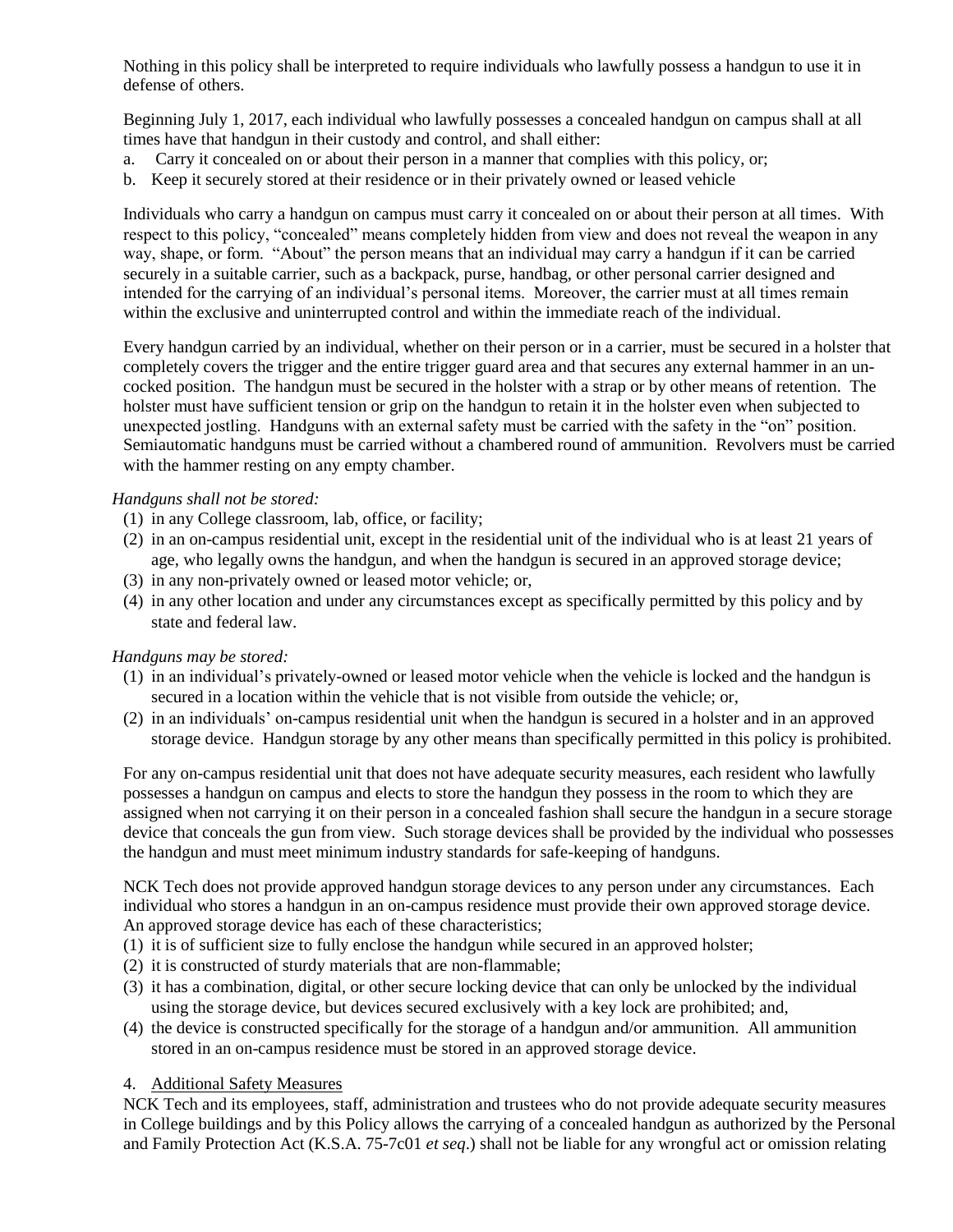Nothing in this policy shall be interpreted to require individuals who lawfully possess a handgun to use it in defense of others.

Beginning July 1, 2017, each individual who lawfully possesses a concealed handgun on campus shall at all times have that handgun in their custody and control, and shall either:

a. Carry it concealed on or about their person in a manner that complies with this policy, or;
b. Keep it securely stored at their residence or in their privately owned or leased vehicle

Individuals who carry a handgun on campus must carry it concealed on or about their person at all times. With respect to this policy, "concealed" means completely hidden from view and does not reveal the weapon in any way, shape, or form. "About" the person means that an individual may carry a handgun if it can be carried securely in a suitable carrier, such as a backpack, purse, handbag, or other personal carrier designed and intended for the carrying of an individual's personal items. Moreover, the carrier must at all times remain within the exclusive and uninterrupted control and within the immediate reach of the individual.

Every handgun carried by an individual, whether on their person or in a carrier, must be secured in a holster that completely covers the trigger and the entire trigger guard area and that secures any external hammer in an un-cocked position. The handgun must be secured in the holster with a strap or by other means of retention. The holster must have sufficient tension or grip on the handgun to retain it in the holster even when subjected to unexpected jostling. Handguns with an external safety must be carried with the safety in the "on" position. Semiautomatic handguns must be carried without a chambered round of ammunition. Revolvers must be carried with the hammer resting on any empty chamber.

*Handguns shall not be stored:*

(1) in any College classroom, lab, office, or facility;
(2) in an on-campus residential unit, except in the residential unit of the individual who is at least 21 years of age, who legally owns the handgun, and when the handgun is secured in an approved storage device;
(3) in any non-privately owned or leased motor vehicle; or,
(4) in any other location and under any circumstances except as specifically permitted by this policy and by state and federal law.

*Handguns may be stored:*

(1) in an individual's privately-owned or leased motor vehicle when the vehicle is locked and the handgun is secured in a location within the vehicle that is not visible from outside the vehicle; or,
(2) in an individuals' on-campus residential unit when the handgun is secured in a holster and in an approved storage device. Handgun storage by any other means than specifically permitted in this policy is prohibited.

For any on-campus residential unit that does not have adequate security measures, each resident who lawfully possesses a handgun on campus and elects to store the handgun they possess in the room to which they are assigned when not carrying it on their person in a concealed fashion shall secure the handgun in a secure storage device that conceals the gun from view. Such storage devices shall be provided by the individual who possesses the handgun and must meet minimum industry standards for safe-keeping of handguns.

NCK Tech does not provide approved handgun storage devices to any person under any circumstances. Each individual who stores a handgun in an on-campus residence must provide their own approved storage device. An approved storage device has each of these characteristics;

(1) it is of sufficient size to fully enclose the handgun while secured in an approved holster;
(2) it is constructed of sturdy materials that are non-flammable;
(3) it has a combination, digital, or other secure locking device that can only be unlocked by the individual using the storage device, but devices secured exclusively with a key lock are prohibited; and,
(4) the device is constructed specifically for the storage of a handgun and/or ammunition. All ammunition stored in an on-campus residence must be stored in an approved storage device.

4. Additional Safety Measures

NCK Tech and its employees, staff, administration and trustees who do not provide adequate security measures in College buildings and by this Policy allows the carrying of a concealed handgun as authorized by the Personal and Family Protection Act (K.S.A. 75-7c01 *et seq*.) shall not be liable for any wrongful act or omission relating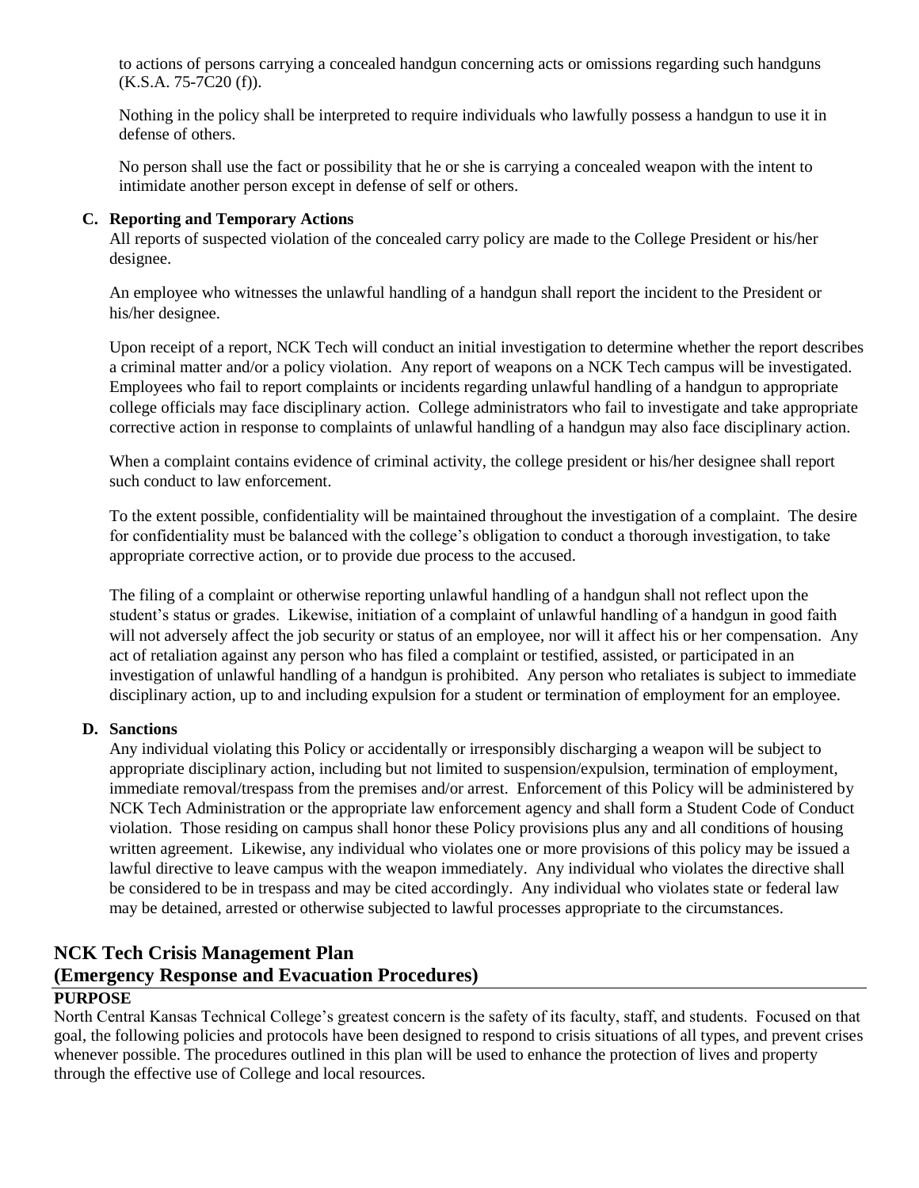to actions of persons carrying a concealed handgun concerning acts or omissions regarding such handguns (K.S.A. 75-7C20 (f)).

Nothing in the policy shall be interpreted to require individuals who lawfully possess a handgun to use it in defense of others.

No person shall use the fact or possibility that he or she is carrying a concealed weapon with the intent to intimidate another person except in defense of self or others.

**C. Reporting and Temporary Actions**

All reports of suspected violation of the concealed carry policy are made to the College President or his/her designee.

An employee who witnesses the unlawful handling of a handgun shall report the incident to the President or his/her designee.

Upon receipt of a report, NCK Tech will conduct an initial investigation to determine whether the report describes a criminal matter and/or a policy violation. Any report of weapons on a NCK Tech campus will be investigated. Employees who fail to report complaints or incidents regarding unlawful handling of a handgun to appropriate college officials may face disciplinary action. College administrators who fail to investigate and take appropriate corrective action in response to complaints of unlawful handling of a handgun may also face disciplinary action.

When a complaint contains evidence of criminal activity, the college president or his/her designee shall report such conduct to law enforcement.

To the extent possible, confidentiality will be maintained throughout the investigation of a complaint. The desire for confidentiality must be balanced with the college's obligation to conduct a thorough investigation, to take appropriate corrective action, or to provide due process to the accused.

The filing of a complaint or otherwise reporting unlawful handling of a handgun shall not reflect upon the student's status or grades. Likewise, initiation of a complaint of unlawful handling of a handgun in good faith will not adversely affect the job security or status of an employee, nor will it affect his or her compensation. Any act of retaliation against any person who has filed a complaint or testified, assisted, or participated in an investigation of unlawful handling of a handgun is prohibited. Any person who retaliates is subject to immediate disciplinary action, up to and including expulsion for a student or termination of employment for an employee.

**D. Sanctions**

Any individual violating this Policy or accidentally or irresponsibly discharging a weapon will be subject to appropriate disciplinary action, including but not limited to suspension/expulsion, termination of employment, immediate removal/trespass from the premises and/or arrest. Enforcement of this Policy will be administered by NCK Tech Administration or the appropriate law enforcement agency and shall form a Student Code of Conduct violation. Those residing on campus shall honor these Policy provisions plus any and all conditions of housing written agreement. Likewise, any individual who violates one or more provisions of this policy may be issued a lawful directive to leave campus with the weapon immediately. Any individual who violates the directive shall be considered to be in trespass and may be cited accordingly. Any individual who violates state or federal law may be detained, arrested or otherwise subjected to lawful processes appropriate to the circumstances.

## NCK Tech Crisis Management Plan
## (Emergency Response and Evacuation Procedures)

**PURPOSE**

North Central Kansas Technical College's greatest concern is the safety of its faculty, staff, and students. Focused on that goal, the following policies and protocols have been designed to respond to crisis situations of all types, and prevent crises whenever possible. The procedures outlined in this plan will be used to enhance the protection of lives and property through the effective use of College and local resources.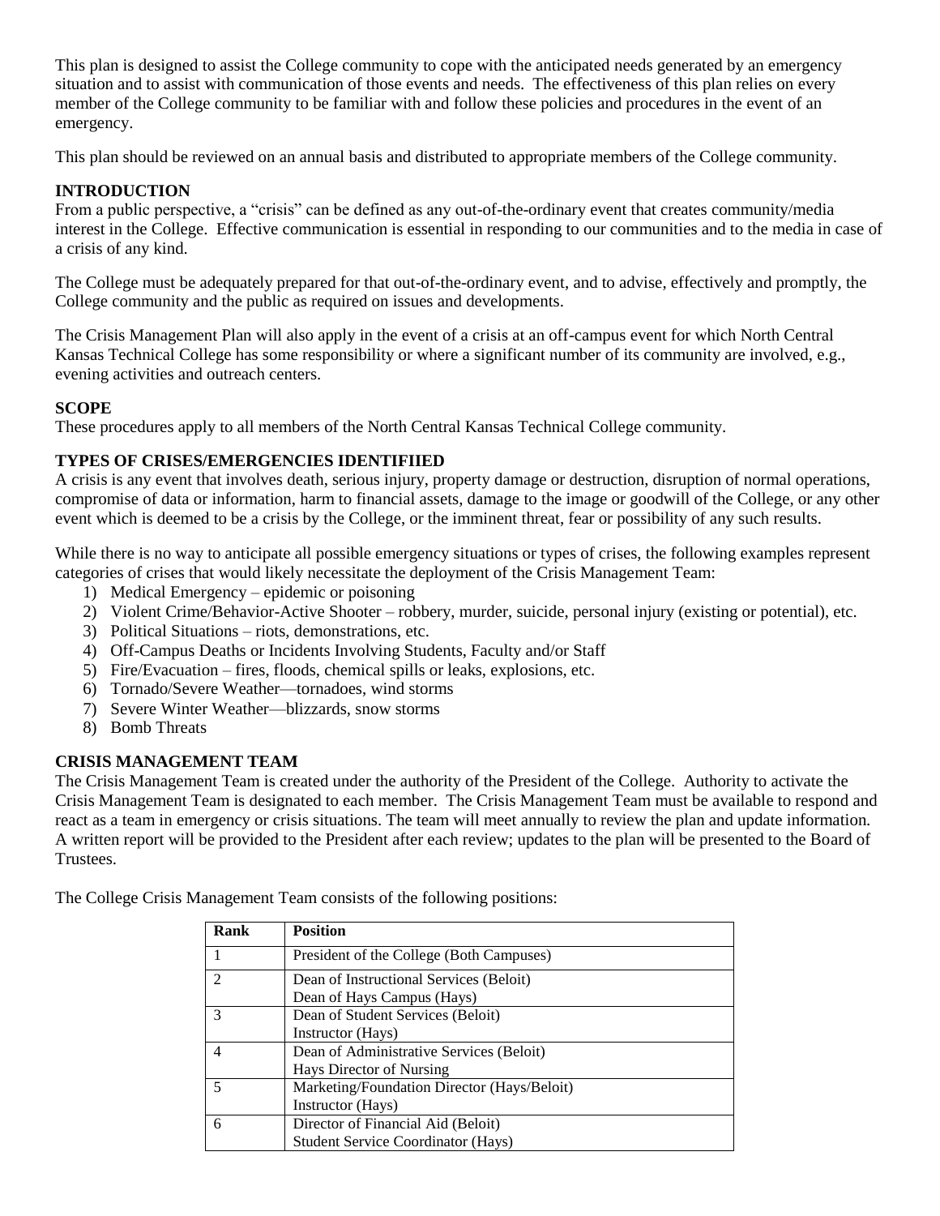This plan is designed to assist the College community to cope with the anticipated needs generated by an emergency situation and to assist with communication of those events and needs. The effectiveness of this plan relies on every member of the College community to be familiar with and follow these policies and procedures in the event of an emergency.

This plan should be reviewed on an annual basis and distributed to appropriate members of the College community.

**INTRODUCTION**

From a public perspective, a "crisis" can be defined as any out-of-the-ordinary event that creates community/media interest in the College. Effective communication is essential in responding to our communities and to the media in case of a crisis of any kind.

The College must be adequately prepared for that out-of-the-ordinary event, and to advise, effectively and promptly, the College community and the public as required on issues and developments.

The Crisis Management Plan will also apply in the event of a crisis at an off-campus event for which North Central Kansas Technical College has some responsibility or where a significant number of its community are involved, e.g., evening activities and outreach centers.

**SCOPE**

These procedures apply to all members of the North Central Kansas Technical College community.

**TYPES OF CRISES/EMERGENCIES IDENTIFIIED**

A crisis is any event that involves death, serious injury, property damage or destruction, disruption of normal operations, compromise of data or information, harm to financial assets, damage to the image or goodwill of the College, or any other event which is deemed to be a crisis by the College, or the imminent threat, fear or possibility of any such results.

While there is no way to anticipate all possible emergency situations or types of crises, the following examples represent categories of crises that would likely necessitate the deployment of the Crisis Management Team:

1) Medical Emergency – epidemic or poisoning
2) Violent Crime/Behavior-Active Shooter – robbery, murder, suicide, personal injury (existing or potential), etc.
3) Political Situations – riots, demonstrations, etc.
4) Off-Campus Deaths or Incidents Involving Students, Faculty and/or Staff
5) Fire/Evacuation – fires, floods, chemical spills or leaks, explosions, etc.
6) Tornado/Severe Weather—tornadoes, wind storms
7) Severe Winter Weather—blizzards, snow storms
8) Bomb Threats

**CRISIS MANAGEMENT TEAM**

The Crisis Management Team is created under the authority of the President of the College. Authority to activate the Crisis Management Team is designated to each member. The Crisis Management Team must be available to respond and react as a team in emergency or crisis situations. The team will meet annually to review the plan and update information. A written report will be provided to the President after each review; updates to the plan will be presented to the Board of Trustees.

The College Crisis Management Team consists of the following positions:

| Rank | Position |
|---|---|
| 1 | President of the College (Both Campuses) |
| 2 | Dean of Instructional Services (Beloit)<br>Dean of Hays Campus (Hays) |
| 3 | Dean of Student Services (Beloit)<br>Instructor (Hays) |
| 4 | Dean of Administrative Services (Beloit)<br>Hays Director of Nursing |
| 5 | Marketing/Foundation Director (Hays/Beloit)<br>Instructor (Hays) |
| 6 | Director of Financial Aid (Beloit)<br>Student Service Coordinator (Hays) |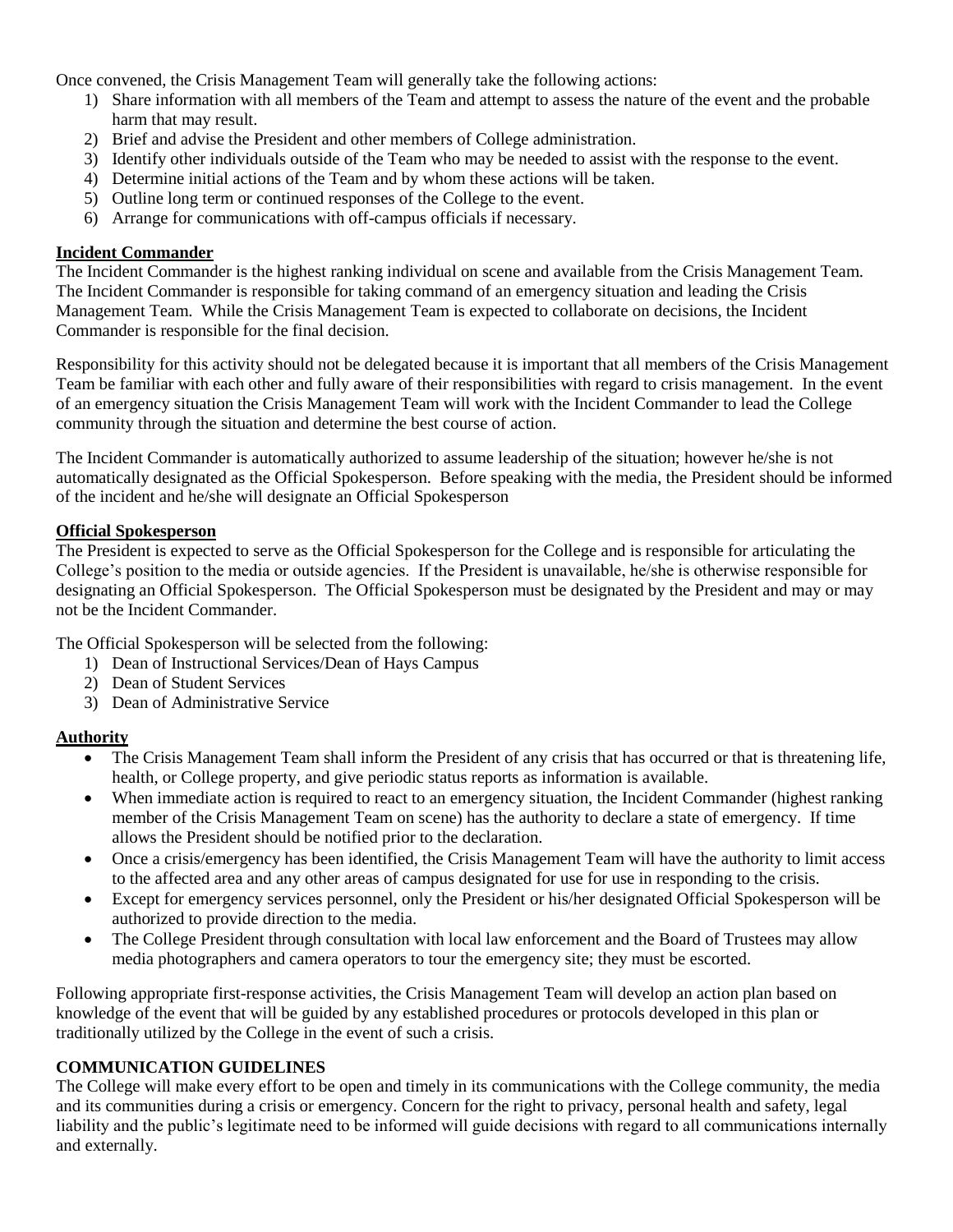Once convened, the Crisis Management Team will generally take the following actions:

1) Share information with all members of the Team and attempt to assess the nature of the event and the probable harm that may result.
2) Brief and advise the President and other members of College administration.
3) Identify other individuals outside of the Team who may be needed to assist with the response to the event.
4) Determine initial actions of the Team and by whom these actions will be taken.
5) Outline long term or continued responses of the College to the event.
6) Arrange for communications with off-campus officials if necessary.

**Incident Commander**

The Incident Commander is the highest ranking individual on scene and available from the Crisis Management Team. The Incident Commander is responsible for taking command of an emergency situation and leading the Crisis Management Team. While the Crisis Management Team is expected to collaborate on decisions, the Incident Commander is responsible for the final decision.

Responsibility for this activity should not be delegated because it is important that all members of the Crisis Management Team be familiar with each other and fully aware of their responsibilities with regard to crisis management. In the event of an emergency situation the Crisis Management Team will work with the Incident Commander to lead the College community through the situation and determine the best course of action.

The Incident Commander is automatically authorized to assume leadership of the situation; however he/she is not automatically designated as the Official Spokesperson. Before speaking with the media, the President should be informed of the incident and he/she will designate an Official Spokesperson

**Official Spokesperson**

The President is expected to serve as the Official Spokesperson for the College and is responsible for articulating the College's position to the media or outside agencies. If the President is unavailable, he/she is otherwise responsible for designating an Official Spokesperson. The Official Spokesperson must be designated by the President and may or may not be the Incident Commander.

The Official Spokesperson will be selected from the following:

1) Dean of Instructional Services/Dean of Hays Campus
2) Dean of Student Services
3) Dean of Administrative Service

**Authority**

- The Crisis Management Team shall inform the President of any crisis that has occurred or that is threatening life, health, or College property, and give periodic status reports as information is available.
- When immediate action is required to react to an emergency situation, the Incident Commander (highest ranking member of the Crisis Management Team on scene) has the authority to declare a state of emergency. If time allows the President should be notified prior to the declaration.
- Once a crisis/emergency has been identified, the Crisis Management Team will have the authority to limit access to the affected area and any other areas of campus designated for use for use in responding to the crisis.
- Except for emergency services personnel, only the President or his/her designated Official Spokesperson will be authorized to provide direction to the media.
- The College President through consultation with local law enforcement and the Board of Trustees may allow media photographers and camera operators to tour the emergency site; they must be escorted.

Following appropriate first-response activities, the Crisis Management Team will develop an action plan based on knowledge of the event that will be guided by any established procedures or protocols developed in this plan or traditionally utilized by the College in the event of such a crisis.

**COMMUNICATION GUIDELINES**

The College will make every effort to be open and timely in its communications with the College community, the media and its communities during a crisis or emergency. Concern for the right to privacy, personal health and safety, legal liability and the public's legitimate need to be informed will guide decisions with regard to all communications internally and externally.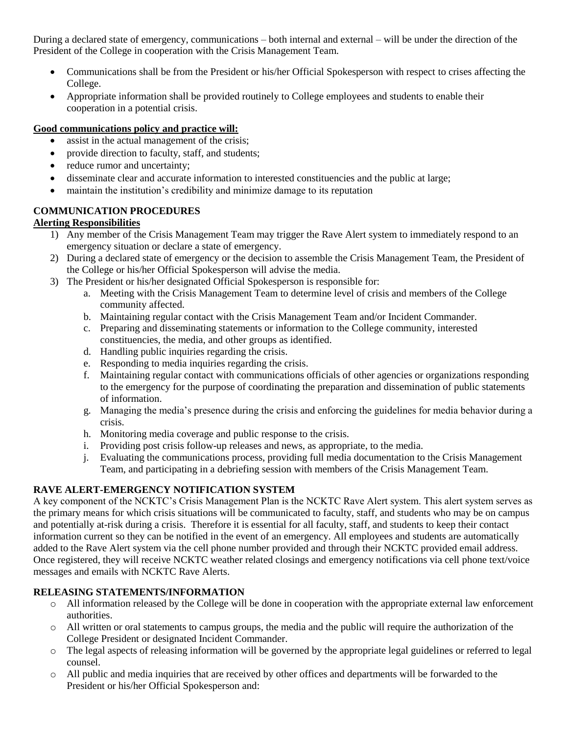During a declared state of emergency, communications – both internal and external – will be under the direction of the President of the College in cooperation with the Crisis Management Team.

- Communications shall be from the President or his/her Official Spokesperson with respect to crises affecting the College.
- Appropriate information shall be provided routinely to College employees and students to enable their cooperation in a potential crisis.

**Good communications policy and practice will:**

- assist in the actual management of the crisis;
- provide direction to faculty, staff, and students;
- reduce rumor and uncertainty;
- disseminate clear and accurate information to interested constituencies and the public at large;
- maintain the institution's credibility and minimize damage to its reputation

## COMMUNICATION PROCEDURES

**Alerting Responsibilities**

1) Any member of the Crisis Management Team may trigger the Rave Alert system to immediately respond to an emergency situation or declare a state of emergency.
2) During a declared state of emergency or the decision to assemble the Crisis Management Team, the President of the College or his/her Official Spokesperson will advise the media.
3) The President or his/her designated Official Spokesperson is responsible for:
   a. Meeting with the Crisis Management Team to determine level of crisis and members of the College community affected.
   b. Maintaining regular contact with the Crisis Management Team and/or Incident Commander.
   c. Preparing and disseminating statements or information to the College community, interested constituencies, the media, and other groups as identified.
   d. Handling public inquiries regarding the crisis.
   e. Responding to media inquiries regarding the crisis.
   f. Maintaining regular contact with communications officials of other agencies or organizations responding to the emergency for the purpose of coordinating the preparation and dissemination of public statements of information.
   g. Managing the media's presence during the crisis and enforcing the guidelines for media behavior during a crisis.
   h. Monitoring media coverage and public response to the crisis.
   i. Providing post crisis follow-up releases and news, as appropriate, to the media.
   j. Evaluating the communications process, providing full media documentation to the Crisis Management Team, and participating in a debriefing session with members of the Crisis Management Team.

## RAVE ALERT-EMERGENCY NOTIFICATION SYSTEM

A key component of the NCKTC's Crisis Management Plan is the NCKTC Rave Alert system. This alert system serves as the primary means for which crisis situations will be communicated to faculty, staff, and students who may be on campus and potentially at-risk during a crisis. Therefore it is essential for all faculty, staff, and students to keep their contact information current so they can be notified in the event of an emergency. All employees and students are automatically added to the Rave Alert system via the cell phone number provided and through their NCKTC provided email address. Once registered, they will receive NCKTC weather related closings and emergency notifications via cell phone text/voice messages and emails with NCKTC Rave Alerts.

## RELEASING STATEMENTS/INFORMATION

- All information released by the College will be done in cooperation with the appropriate external law enforcement authorities.
- All written or oral statements to campus groups, the media and the public will require the authorization of the College President or designated Incident Commander.
- The legal aspects of releasing information will be governed by the appropriate legal guidelines or referred to legal counsel.
- All public and media inquiries that are received by other offices and departments will be forwarded to the President or his/her Official Spokesperson and: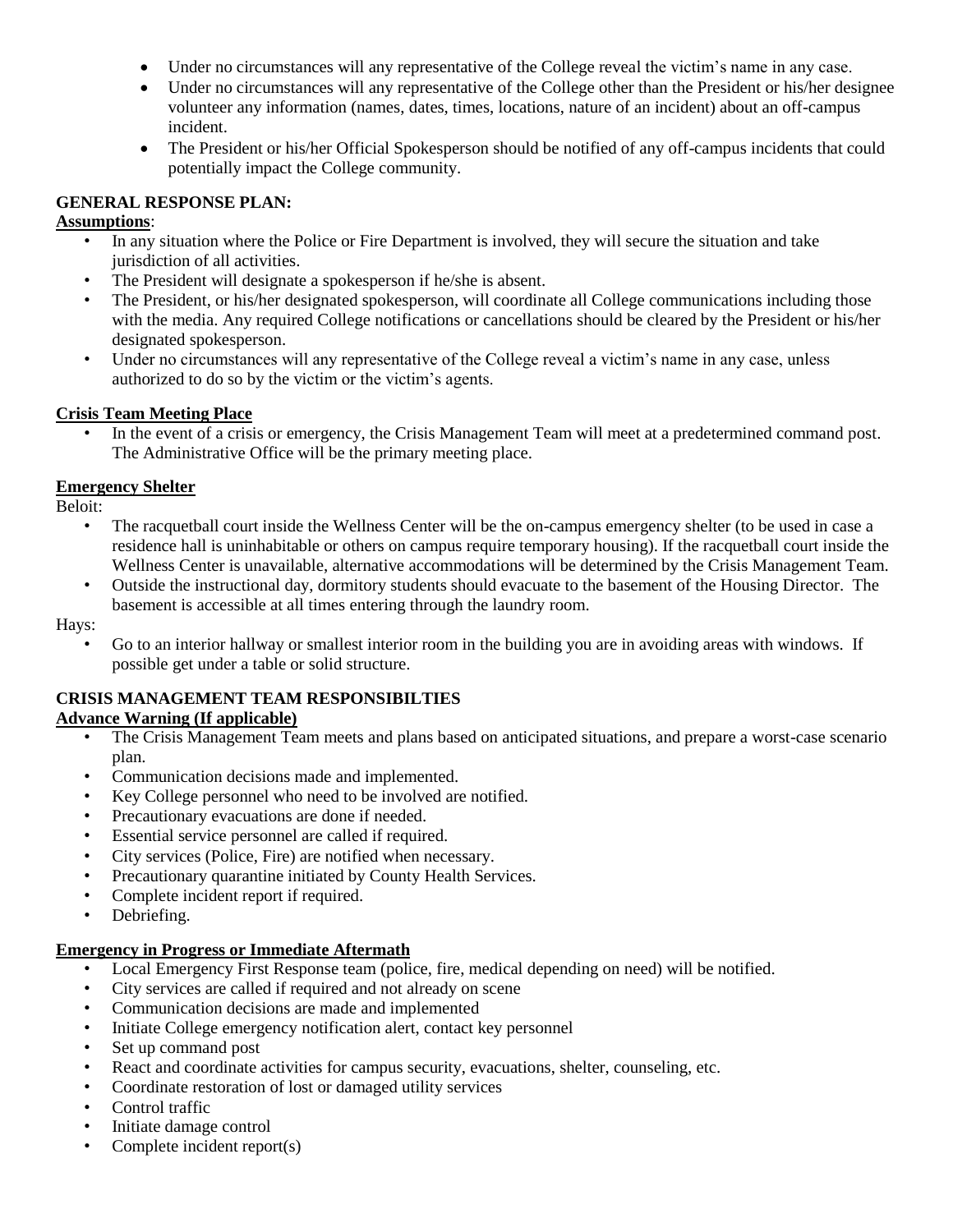- Under no circumstances will any representative of the College reveal the victim's name in any case.
- Under no circumstances will any representative of the College other than the President or his/her designee volunteer any information (names, dates, times, locations, nature of an incident) about an off-campus incident.
- The President or his/her Official Spokesperson should be notified of any off-campus incidents that could potentially impact the College community.

**GENERAL RESPONSE PLAN:**

**Assumptions**:

- In any situation where the Police or Fire Department is involved, they will secure the situation and take jurisdiction of all activities.
- The President will designate a spokesperson if he/she is absent.
- The President, or his/her designated spokesperson, will coordinate all College communications including those with the media. Any required College notifications or cancellations should be cleared by the President or his/her designated spokesperson.
- Under no circumstances will any representative of the College reveal a victim's name in any case, unless authorized to do so by the victim or the victim's agents.

**Crisis Team Meeting Place**

- In the event of a crisis or emergency, the Crisis Management Team will meet at a predetermined command post. The Administrative Office will be the primary meeting place.

**Emergency Shelter**

Beloit:

- The racquetball court inside the Wellness Center will be the on-campus emergency shelter (to be used in case a residence hall is uninhabitable or others on campus require temporary housing). If the racquetball court inside the Wellness Center is unavailable, alternative accommodations will be determined by the Crisis Management Team.
- Outside the instructional day, dormitory students should evacuate to the basement of the Housing Director. The basement is accessible at all times entering through the laundry room.

Hays:

- Go to an interior hallway or smallest interior room in the building you are in avoiding areas with windows. If possible get under a table or solid structure.

**CRISIS MANAGEMENT TEAM RESPONSIBILTIES**

**Advance Warning (If applicable)**

- The Crisis Management Team meets and plans based on anticipated situations, and prepare a worst-case scenario plan.
- Communication decisions made and implemented.
- Key College personnel who need to be involved are notified.
- Precautionary evacuations are done if needed.
- Essential service personnel are called if required.
- City services (Police, Fire) are notified when necessary.
- Precautionary quarantine initiated by County Health Services.
- Complete incident report if required.
- Debriefing.

**Emergency in Progress or Immediate Aftermath**

- Local Emergency First Response team (police, fire, medical depending on need) will be notified.
- City services are called if required and not already on scene
- Communication decisions are made and implemented
- Initiate College emergency notification alert, contact key personnel
- Set up command post
- React and coordinate activities for campus security, evacuations, shelter, counseling, etc.
- Coordinate restoration of lost or damaged utility services
- Control traffic
- Initiate damage control
- Complete incident report(s)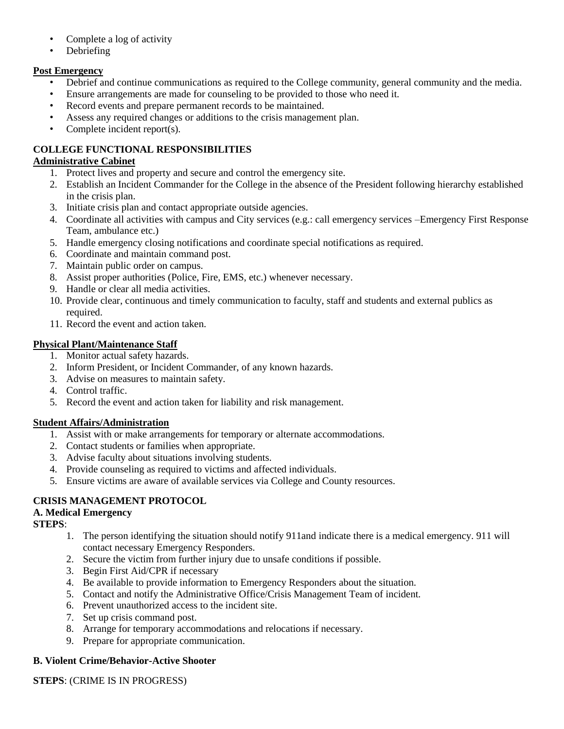- Complete a log of activity
- Debriefing

**Post Emergency**

- Debrief and continue communications as required to the College community, general community and the media.
- Ensure arrangements are made for counseling to be provided to those who need it.
- Record events and prepare permanent records to be maintained.
- Assess any required changes or additions to the crisis management plan.
- Complete incident report(s).

## COLLEGE FUNCTIONAL RESPONSIBILITIES

**Administrative Cabinet**

1. Protect lives and property and secure and control the emergency site.
2. Establish an Incident Commander for the College in the absence of the President following hierarchy established in the crisis plan.
3. Initiate crisis plan and contact appropriate outside agencies.
4. Coordinate all activities with campus and City services (e.g.: call emergency services –Emergency First Response Team, ambulance etc.)
5. Handle emergency closing notifications and coordinate special notifications as required.
6. Coordinate and maintain command post.
7. Maintain public order on campus.
8. Assist proper authorities (Police, Fire, EMS, etc.) whenever necessary.
9. Handle or clear all media activities.
10. Provide clear, continuous and timely communication to faculty, staff and students and external publics as required.
11. Record the event and action taken.

**Physical Plant/Maintenance Staff**

1. Monitor actual safety hazards.
2. Inform President, or Incident Commander, of any known hazards.
3. Advise on measures to maintain safety.
4. Control traffic.
5. Record the event and action taken for liability and risk management.

**Student Affairs/Administration**

1. Assist with or make arrangements for temporary or alternate accommodations.
2. Contact students or families when appropriate.
3. Advise faculty about situations involving students.
4. Provide counseling as required to victims and affected individuals.
5. Ensure victims are aware of available services via College and County resources.

## CRISIS MANAGEMENT PROTOCOL

### A. Medical Emergency

**STEPS**:

1. The person identifying the situation should notify 911and indicate there is a medical emergency. 911 will contact necessary Emergency Responders.
2. Secure the victim from further injury due to unsafe conditions if possible.
3. Begin First Aid/CPR if necessary
4. Be available to provide information to Emergency Responders about the situation.
5. Contact and notify the Administrative Office/Crisis Management Team of incident.
6. Prevent unauthorized access to the incident site.
7. Set up crisis command post.
8. Arrange for temporary accommodations and relocations if necessary.
9. Prepare for appropriate communication.

### B. Violent Crime/Behavior-Active Shooter

**STEPS**: (CRIME IS IN PROGRESS)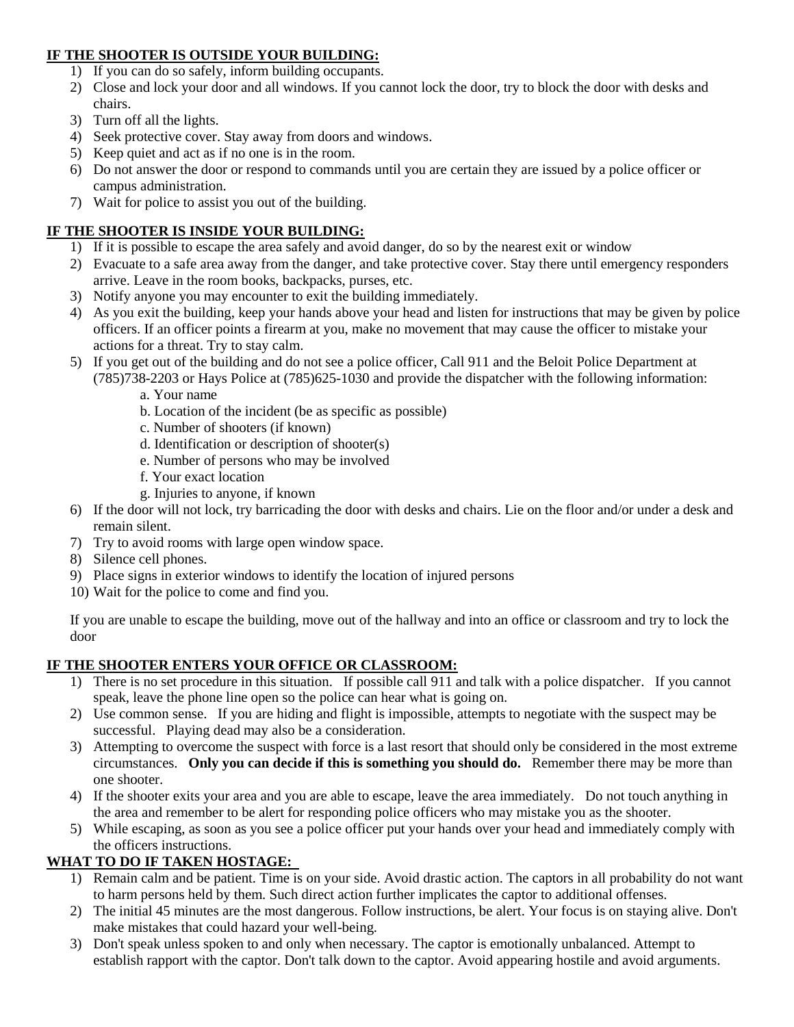**IF THE SHOOTER IS OUTSIDE YOUR BUILDING:**

1) If you can do so safely, inform building occupants.
2) Close and lock your door and all windows. If you cannot lock the door, try to block the door with desks and chairs.
3) Turn off all the lights.
4) Seek protective cover. Stay away from doors and windows.
5) Keep quiet and act as if no one is in the room.
6) Do not answer the door or respond to commands until you are certain they are issued by a police officer or campus administration.
7) Wait for police to assist you out of the building.

**IF THE SHOOTER IS INSIDE YOUR BUILDING:**

1) If it is possible to escape the area safely and avoid danger, do so by the nearest exit or window
2) Evacuate to a safe area away from the danger, and take protective cover. Stay there until emergency responders arrive. Leave in the room books, backpacks, purses, etc.
3) Notify anyone you may encounter to exit the building immediately.
4) As you exit the building, keep your hands above your head and listen for instructions that may be given by police officers. If an officer points a firearm at you, make no movement that may cause the officer to mistake your actions for a threat. Try to stay calm.
5) If you get out of the building and do not see a police officer, Call 911 and the Beloit Police Department at (785)738-2203 or Hays Police at (785)625-1030 and provide the dispatcher with the following information:
   a. Your name
   b. Location of the incident (be as specific as possible)
   c. Number of shooters (if known)
   d. Identification or description of shooter(s)
   e. Number of persons who may be involved
   f. Your exact location
   g. Injuries to anyone, if known
6) If the door will not lock, try barricading the door with desks and chairs. Lie on the floor and/or under a desk and remain silent.
7) Try to avoid rooms with large open window space.
8) Silence cell phones.
9) Place signs in exterior windows to identify the location of injured persons
10) Wait for the police to come and find you.

If you are unable to escape the building, move out of the hallway and into an office or classroom and try to lock the door

**IF THE SHOOTER ENTERS YOUR OFFICE OR CLASSROOM:**

1) There is no set procedure in this situation. If possible call 911 and talk with a police dispatcher. If you cannot speak, leave the phone line open so the police can hear what is going on.
2) Use common sense. If you are hiding and flight is impossible, attempts to negotiate with the suspect may be successful. Playing dead may also be a consideration.
3) Attempting to overcome the suspect with force is a last resort that should only be considered in the most extreme circumstances. **Only you can decide if this is something you should do.** Remember there may be more than one shooter.
4) If the shooter exits your area and you are able to escape, leave the area immediately. Do not touch anything in the area and remember to be alert for responding police officers who may mistake you as the shooter.
5) While escaping, as soon as you see a police officer put your hands over your head and immediately comply with the officers instructions.

**WHAT TO DO IF TAKEN HOSTAGE:**

1) Remain calm and be patient. Time is on your side. Avoid drastic action. The captors in all probability do not want to harm persons held by them. Such direct action further implicates the captor to additional offenses.
2) The initial 45 minutes are the most dangerous. Follow instructions, be alert. Your focus is on staying alive. Don't make mistakes that could hazard your well-being.
3) Don't speak unless spoken to and only when necessary. The captor is emotionally unbalanced. Attempt to establish rapport with the captor. Don't talk down to the captor. Avoid appearing hostile and avoid arguments.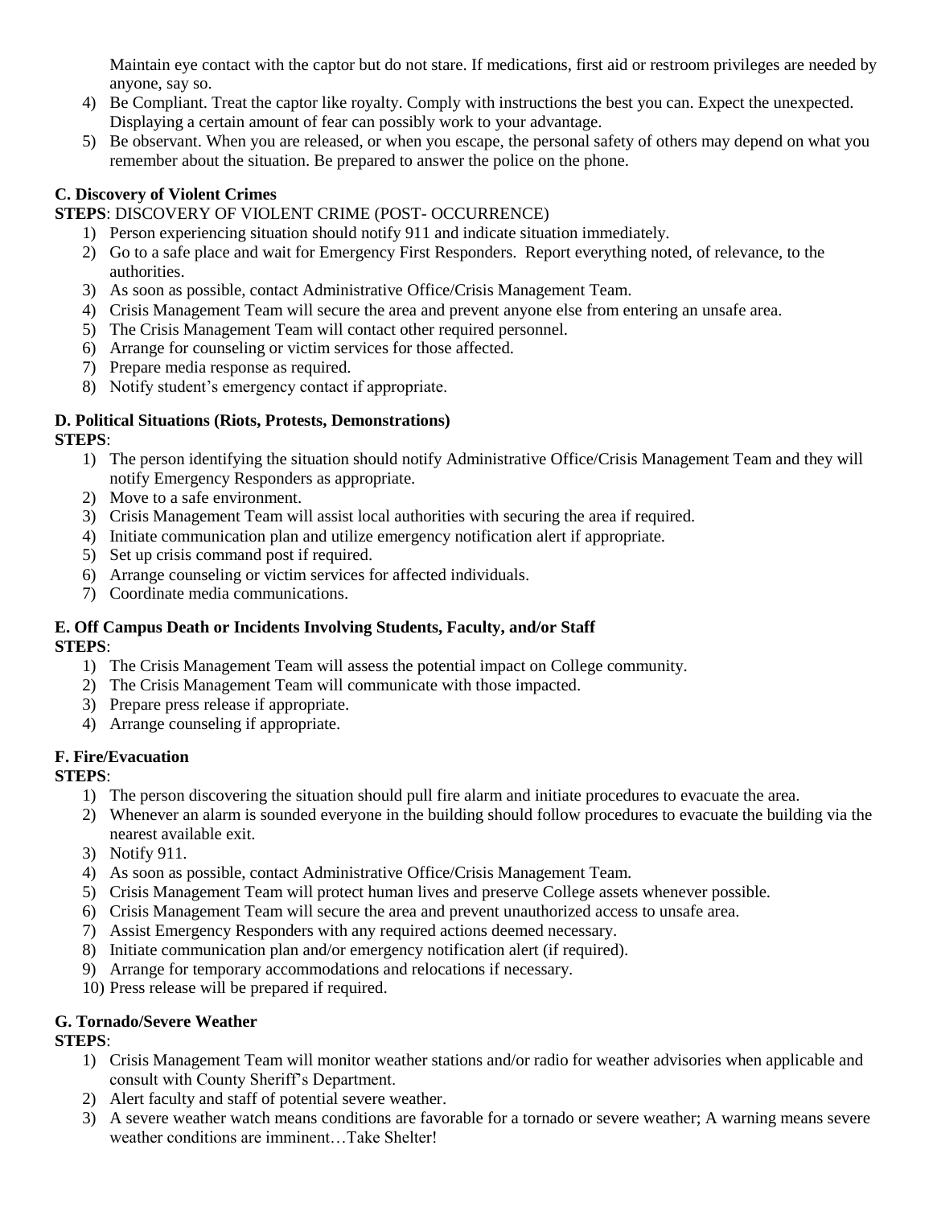Maintain eye contact with the captor but do not stare. If medications, first aid or restroom privileges are needed by anyone, say so.

4) Be Compliant. Treat the captor like royalty. Comply with instructions the best you can. Expect the unexpected. Displaying a certain amount of fear can possibly work to your advantage.
5) Be observant. When you are released, or when you escape, the personal safety of others may depend on what you remember about the situation. Be prepared to answer the police on the phone.

**C. Discovery of Violent Crimes**

**STEPS**: DISCOVERY OF VIOLENT CRIME (POST- OCCURRENCE)

1) Person experiencing situation should notify 911 and indicate situation immediately.
2) Go to a safe place and wait for Emergency First Responders. Report everything noted, of relevance, to the authorities.
3) As soon as possible, contact Administrative Office/Crisis Management Team.
4) Crisis Management Team will secure the area and prevent anyone else from entering an unsafe area.
5) The Crisis Management Team will contact other required personnel.
6) Arrange for counseling or victim services for those affected.
7) Prepare media response as required.
8) Notify student's emergency contact if appropriate.

**D. Political Situations (Riots, Protests, Demonstrations)**

**STEPS**:

1) The person identifying the situation should notify Administrative Office/Crisis Management Team and they will notify Emergency Responders as appropriate.
2) Move to a safe environment.
3) Crisis Management Team will assist local authorities with securing the area if required.
4) Initiate communication plan and utilize emergency notification alert if appropriate.
5) Set up crisis command post if required.
6) Arrange counseling or victim services for affected individuals.
7) Coordinate media communications.

**E. Off Campus Death or Incidents Involving Students, Faculty, and/or Staff**

**STEPS**:

1) The Crisis Management Team will assess the potential impact on College community.
2) The Crisis Management Team will communicate with those impacted.
3) Prepare press release if appropriate.
4) Arrange counseling if appropriate.

**F. Fire/Evacuation**

**STEPS**:

1) The person discovering the situation should pull fire alarm and initiate procedures to evacuate the area.
2) Whenever an alarm is sounded everyone in the building should follow procedures to evacuate the building via the nearest available exit.
3) Notify 911.
4) As soon as possible, contact Administrative Office/Crisis Management Team.
5) Crisis Management Team will protect human lives and preserve College assets whenever possible.
6) Crisis Management Team will secure the area and prevent unauthorized access to unsafe area.
7) Assist Emergency Responders with any required actions deemed necessary.
8) Initiate communication plan and/or emergency notification alert (if required).
9) Arrange for temporary accommodations and relocations if necessary.
10) Press release will be prepared if required.

**G. Tornado/Severe Weather**

**STEPS**:

1) Crisis Management Team will monitor weather stations and/or radio for weather advisories when applicable and consult with County Sheriff's Department.
2) Alert faculty and staff of potential severe weather.
3) A severe weather watch means conditions are favorable for a tornado or severe weather; A warning means severe weather conditions are imminent…Take Shelter!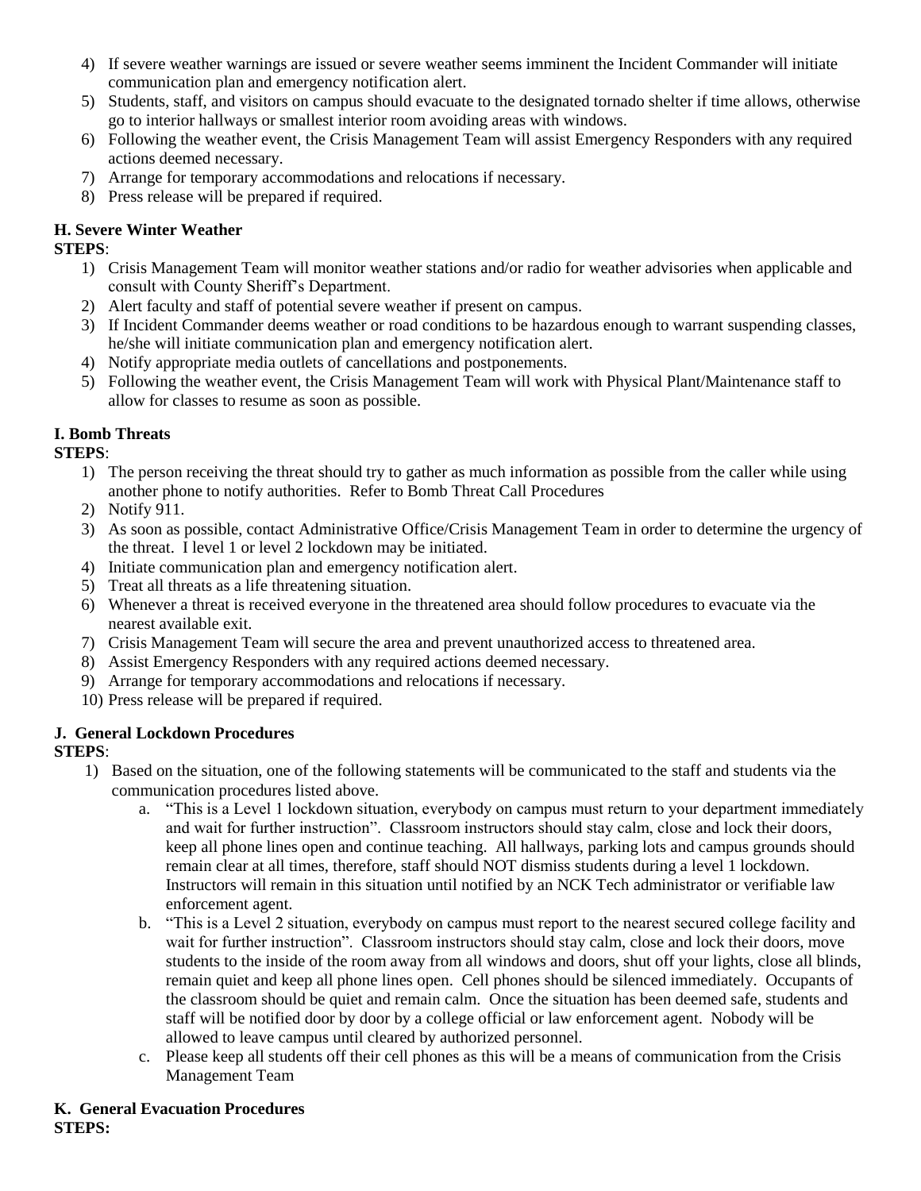4) If severe weather warnings are issued or severe weather seems imminent the Incident Commander will initiate communication plan and emergency notification alert.
5) Students, staff, and visitors on campus should evacuate to the designated tornado shelter if time allows, otherwise go to interior hallways or smallest interior room avoiding areas with windows.
6) Following the weather event, the Crisis Management Team will assist Emergency Responders with any required actions deemed necessary.
7) Arrange for temporary accommodations and relocations if necessary.
8) Press release will be prepared if required.

**H. Severe Winter Weather**

**STEPS**:

1) Crisis Management Team will monitor weather stations and/or radio for weather advisories when applicable and consult with County Sheriff's Department.
2) Alert faculty and staff of potential severe weather if present on campus.
3) If Incident Commander deems weather or road conditions to be hazardous enough to warrant suspending classes, he/she will initiate communication plan and emergency notification alert.
4) Notify appropriate media outlets of cancellations and postponements.
5) Following the weather event, the Crisis Management Team will work with Physical Plant/Maintenance staff to allow for classes to resume as soon as possible.

**I. Bomb Threats**

**STEPS**:

1) The person receiving the threat should try to gather as much information as possible from the caller while using another phone to notify authorities. Refer to Bomb Threat Call Procedures
2) Notify 911.
3) As soon as possible, contact Administrative Office/Crisis Management Team in order to determine the urgency of the threat. I level 1 or level 2 lockdown may be initiated.
4) Initiate communication plan and emergency notification alert.
5) Treat all threats as a life threatening situation.
6) Whenever a threat is received everyone in the threatened area should follow procedures to evacuate via the nearest available exit.
7) Crisis Management Team will secure the area and prevent unauthorized access to threatened area.
8) Assist Emergency Responders with any required actions deemed necessary.
9) Arrange for temporary accommodations and relocations if necessary.
10) Press release will be prepared if required.

**J. General Lockdown Procedures**

**STEPS**:

1) Based on the situation, one of the following statements will be communicated to the staff and students via the communication procedures listed above.
   a. "This is a Level 1 lockdown situation, everybody on campus must return to your department immediately and wait for further instruction". Classroom instructors should stay calm, close and lock their doors, keep all phone lines open and continue teaching. All hallways, parking lots and campus grounds should remain clear at all times, therefore, staff should NOT dismiss students during a level 1 lockdown. Instructors will remain in this situation until notified by an NCK Tech administrator or verifiable law enforcement agent.
   b. "This is a Level 2 situation, everybody on campus must report to the nearest secured college facility and wait for further instruction". Classroom instructors should stay calm, close and lock their doors, move students to the inside of the room away from all windows and doors, shut off your lights, close all blinds, remain quiet and keep all phone lines open. Cell phones should be silenced immediately. Occupants of the classroom should be quiet and remain calm. Once the situation has been deemed safe, students and staff will be notified door by door by a college official or law enforcement agent. Nobody will be allowed to leave campus until cleared by authorized personnel.
   c. Please keep all students off their cell phones as this will be a means of communication from the Crisis Management Team

**K. General Evacuation Procedures**

**STEPS:**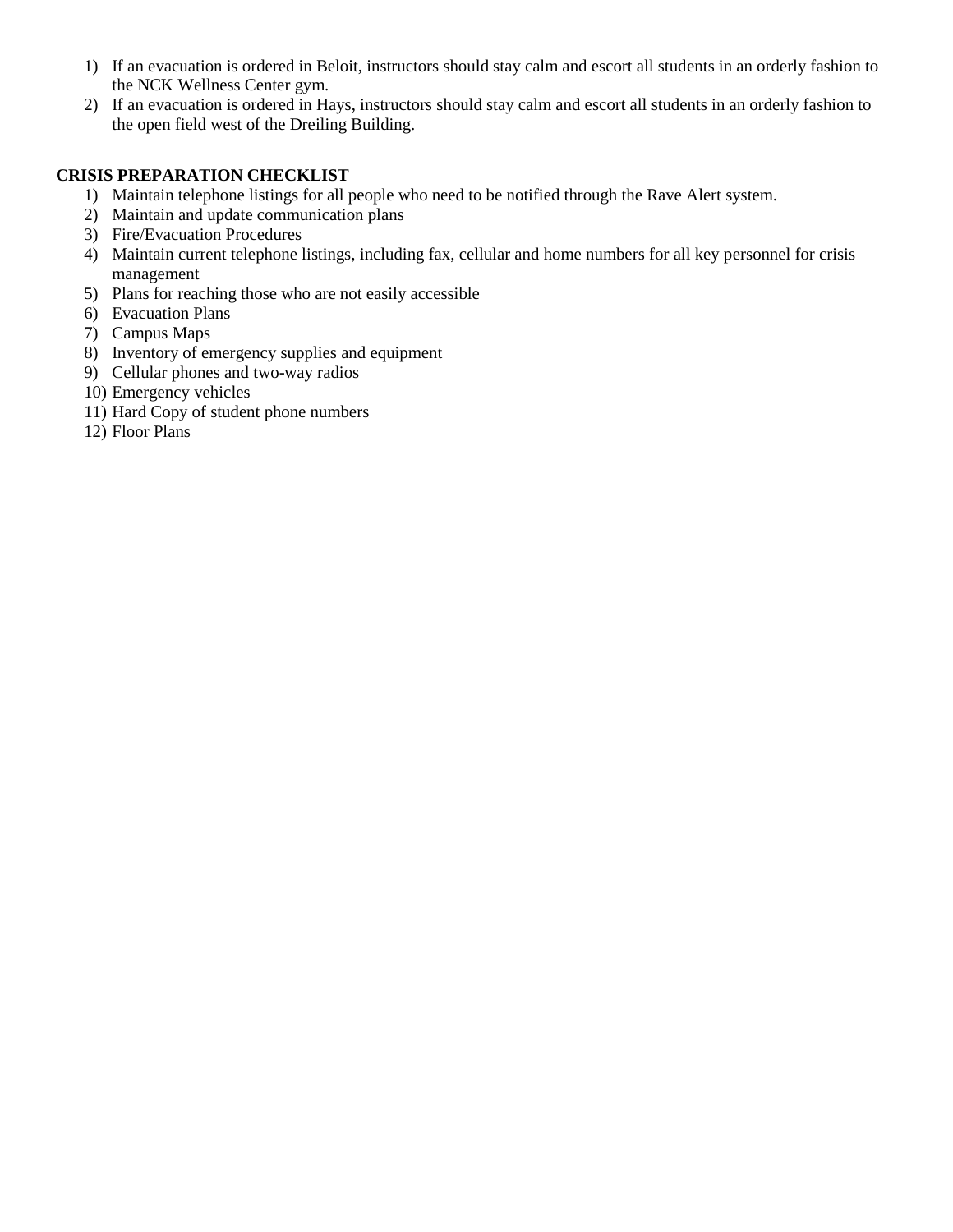1) If an evacuation is ordered in Beloit, instructors should stay calm and escort all students in an orderly fashion to the NCK Wellness Center gym.
2) If an evacuation is ordered in Hays, instructors should stay calm and escort all students in an orderly fashion to the open field west of the Dreiling Building.

---

**CRISIS PREPARATION CHECKLIST**

1) Maintain telephone listings for all people who need to be notified through the Rave Alert system.
2) Maintain and update communication plans
3) Fire/Evacuation Procedures
4) Maintain current telephone listings, including fax, cellular and home numbers for all key personnel for crisis management
5) Plans for reaching those who are not easily accessible
6) Evacuation Plans
7) Campus Maps
8) Inventory of emergency supplies and equipment
9) Cellular phones and two-way radios
10) Emergency vehicles
11) Hard Copy of student phone numbers
12) Floor Plans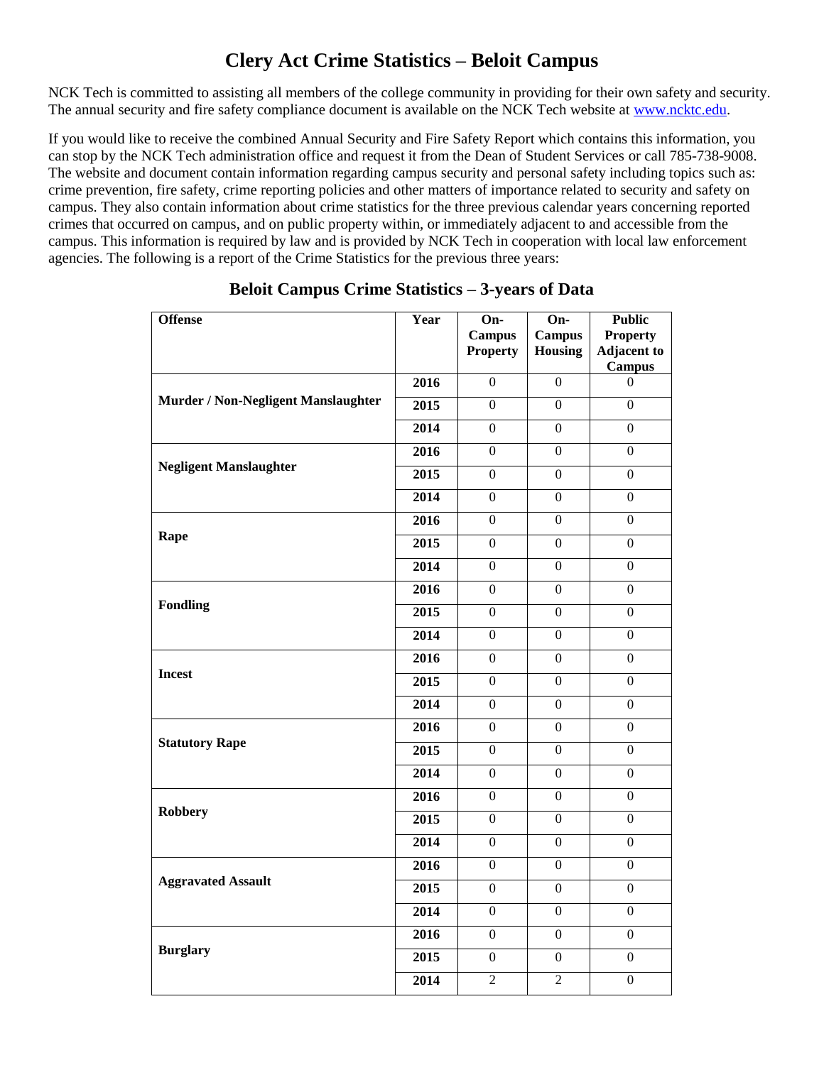# Clery Act Crime Statistics – Beloit Campus

NCK Tech is committed to assisting all members of the college community in providing for their own safety and security. The annual security and fire safety compliance document is available on the NCK Tech website at www.ncktc.edu.

If you would like to receive the combined Annual Security and Fire Safety Report which contains this information, you can stop by the NCK Tech administration office and request it from the Dean of Student Services or call 785-738-9008. The website and document contain information regarding campus security and personal safety including topics such as: crime prevention, fire safety, crime reporting policies and other matters of importance related to security and safety on campus. They also contain information about crime statistics for the three previous calendar years concerning reported crimes that occurred on campus, and on public property within, or immediately adjacent to and accessible from the campus. This information is required by law and is provided by NCK Tech in cooperation with local law enforcement agencies. The following is a report of the Crime Statistics for the previous three years:

## Beloit Campus Crime Statistics – 3-years of Data

| Offense | Year | On-Campus Property | On-Campus Housing | Public Property Adjacent to Campus |
|---|---|---|---|---|
| Murder / Non-Negligent Manslaughter | 2016 | 0 | 0 | 0 |
| | 2015 | 0 | 0 | 0 |
| | 2014 | 0 | 0 | 0 |
| Negligent Manslaughter | 2016 | 0 | 0 | 0 |
| | 2015 | 0 | 0 | 0 |
| | 2014 | 0 | 0 | 0 |
| Rape | 2016 | 0 | 0 | 0 |
| | 2015 | 0 | 0 | 0 |
| | 2014 | 0 | 0 | 0 |
| Fondling | 2016 | 0 | 0 | 0 |
| | 2015 | 0 | 0 | 0 |
| | 2014 | 0 | 0 | 0 |
| Incest | 2016 | 0 | 0 | 0 |
| | 2015 | 0 | 0 | 0 |
| | 2014 | 0 | 0 | 0 |
| Statutory Rape | 2016 | 0 | 0 | 0 |
| | 2015 | 0 | 0 | 0 |
| | 2014 | 0 | 0 | 0 |
| Robbery | 2016 | 0 | 0 | 0 |
| | 2015 | 0 | 0 | 0 |
| | 2014 | 0 | 0 | 0 |
| Aggravated Assault | 2016 | 0 | 0 | 0 |
| | 2015 | 0 | 0 | 0 |
| | 2014 | 0 | 0 | 0 |
| Burglary | 2016 | 0 | 0 | 0 |
| | 2015 | 0 | 0 | 0 |
| | 2014 | 2 | 2 | 0 |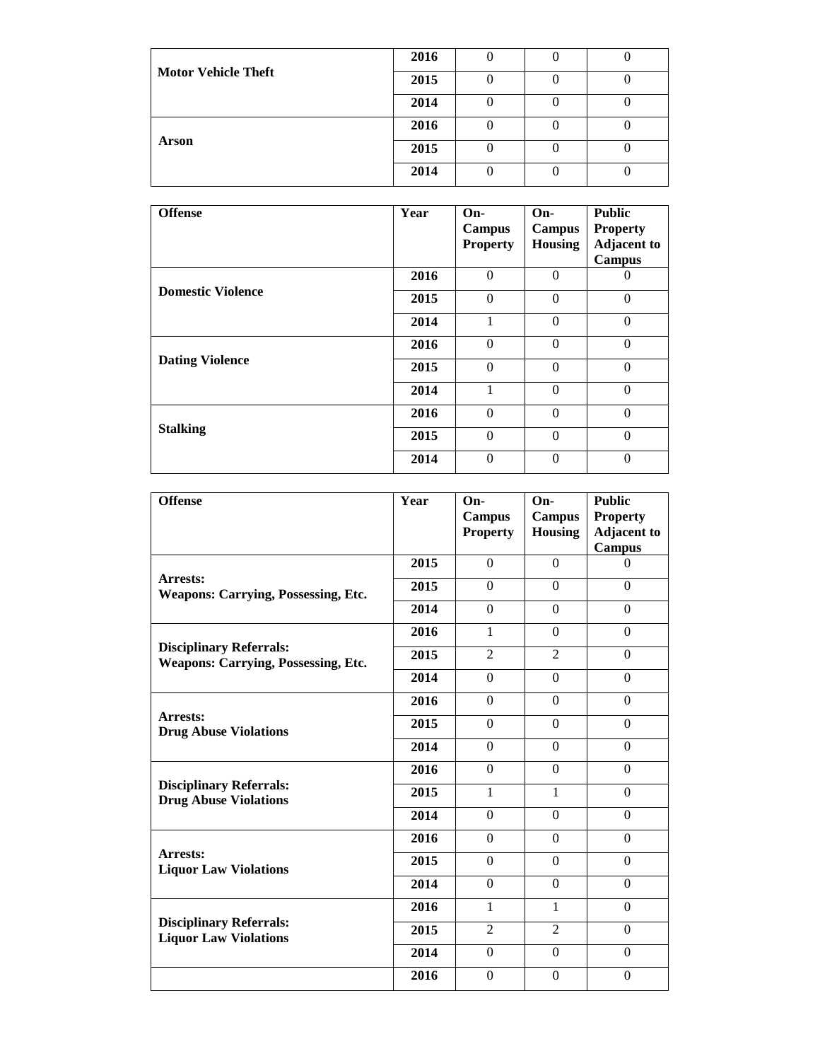| | | | | |
|---|---|---|---|---|
| **Motor Vehicle Theft** | **2016** | 0 | 0 | 0 |
| | **2015** | 0 | 0 | 0 |
| | **2014** | 0 | 0 | 0 |
| **Arson** | **2016** | 0 | 0 | 0 |
| | **2015** | 0 | 0 | 0 |
| | **2014** | 0 | 0 | 0 |

| Offense | Year | On-Campus Property | On-Campus Housing | Public Property Adjacent to Campus |
|---|---|---|---|---|
| **Domestic Violence** | **2016** | 0 | 0 | 0 |
| | **2015** | 0 | 0 | 0 |
| | **2014** | 1 | 0 | 0 |
| **Dating Violence** | **2016** | 0 | 0 | 0 |
| | **2015** | 0 | 0 | 0 |
| | **2014** | 1 | 0 | 0 |
| **Stalking** | **2016** | 0 | 0 | 0 |
| | **2015** | 0 | 0 | 0 |
| | **2014** | 0 | 0 | 0 |

| Offense | Year | On-Campus Property | On-Campus Housing | Public Property Adjacent to Campus |
|---|---|---|---|---|
| **Arrests: Weapons: Carrying, Possessing, Etc.** | **2015** | 0 | 0 | 0 |
| | **2015** | 0 | 0 | 0 |
| | **2014** | 0 | 0 | 0 |
| **Disciplinary Referrals: Weapons: Carrying, Possessing, Etc.** | **2016** | 1 | 0 | 0 |
| | **2015** | 2 | 2 | 0 |
| | **2014** | 0 | 0 | 0 |
| **Arrests: Drug Abuse Violations** | **2016** | 0 | 0 | 0 |
| | **2015** | 0 | 0 | 0 |
| | **2014** | 0 | 0 | 0 |
| **Disciplinary Referrals: Drug Abuse Violations** | **2016** | 0 | 0 | 0 |
| | **2015** | 1 | 1 | 0 |
| | **2014** | 0 | 0 | 0 |
| **Arrests: Liquor Law Violations** | **2016** | 0 | 0 | 0 |
| | **2015** | 0 | 0 | 0 |
| | **2014** | 0 | 0 | 0 |
| **Disciplinary Referrals: Liquor Law Violations** | **2016** | 1 | 1 | 0 |
| | **2015** | 2 | 2 | 0 |
| | **2014** | 0 | 0 | 0 |
| | **2016** | 0 | 0 | 0 |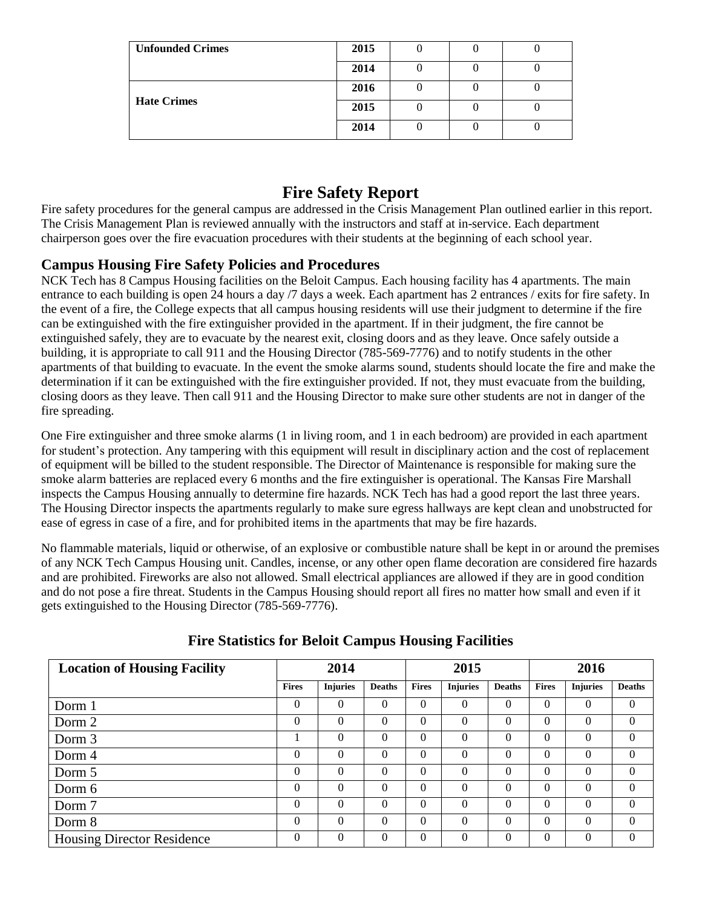| | | | | |
|---|---|---|---|---|
| **Unfounded Crimes** | **2015** | 0 | 0 | 0 |
| | **2014** | 0 | 0 | 0 |
| **Hate Crimes** | **2016** | 0 | 0 | 0 |
| | **2015** | 0 | 0 | 0 |
| | **2014** | 0 | 0 | 0 |

# Fire Safety Report

Fire safety procedures for the general campus are addressed in the Crisis Management Plan outlined earlier in this report. The Crisis Management Plan is reviewed annually with the instructors and staff at in-service. Each department chairperson goes over the fire evacuation procedures with their students at the beginning of each school year.

## Campus Housing Fire Safety Policies and Procedures

NCK Tech has 8 Campus Housing facilities on the Beloit Campus. Each housing facility has 4 apartments. The main entrance to each building is open 24 hours a day /7 days a week. Each apartment has 2 entrances / exits for fire safety. In the event of a fire, the College expects that all campus housing residents will use their judgment to determine if the fire can be extinguished with the fire extinguisher provided in the apartment. If in their judgment, the fire cannot be extinguished safely, they are to evacuate by the nearest exit, closing doors and as they leave. Once safely outside a building, it is appropriate to call 911 and the Housing Director (785-569-7776) and to notify students in the other apartments of that building to evacuate. In the event the smoke alarms sound, students should locate the fire and make the determination if it can be extinguished with the fire extinguisher provided. If not, they must evacuate from the building, closing doors as they leave. Then call 911 and the Housing Director to make sure other students are not in danger of the fire spreading.

One Fire extinguisher and three smoke alarms (1 in living room, and 1 in each bedroom) are provided in each apartment for student's protection. Any tampering with this equipment will result in disciplinary action and the cost of replacement of equipment will be billed to the student responsible. The Director of Maintenance is responsible for making sure the smoke alarm batteries are replaced every 6 months and the fire extinguisher is operational. The Kansas Fire Marshall inspects the Campus Housing annually to determine fire hazards. NCK Tech has had a good report the last three years. The Housing Director inspects the apartments regularly to make sure egress hallways are kept clean and unobstructed for ease of egress in case of a fire, and for prohibited items in the apartments that may be fire hazards.

No flammable materials, liquid or otherwise, of an explosive or combustible nature shall be kept in or around the premises of any NCK Tech Campus Housing unit. Candles, incense, or any other open flame decoration are considered fire hazards and are prohibited. Fireworks are also not allowed. Small electrical appliances are allowed if they are in good condition and do not pose a fire threat. Students in the Campus Housing should report all fires no matter how small and even if it gets extinguished to the Housing Director (785-569-7776).

### Fire Statistics for Beloit Campus Housing Facilities

| Location of Housing Facility | 2014 | | | 2015 | | | 2016 | | |
|---|---|---|---|---|---|---|---|---|---|
| | Fires | Injuries | Deaths | Fires | Injuries | Deaths | Fires | Injuries | Deaths |
| Dorm 1 | 0 | 0 | 0 | 0 | 0 | 0 | 0 | 0 | 0 |
| Dorm 2 | 0 | 0 | 0 | 0 | 0 | 0 | 0 | 0 | 0 |
| Dorm 3 | 1 | 0 | 0 | 0 | 0 | 0 | 0 | 0 | 0 |
| Dorm 4 | 0 | 0 | 0 | 0 | 0 | 0 | 0 | 0 | 0 |
| Dorm 5 | 0 | 0 | 0 | 0 | 0 | 0 | 0 | 0 | 0 |
| Dorm 6 | 0 | 0 | 0 | 0 | 0 | 0 | 0 | 0 | 0 |
| Dorm 7 | 0 | 0 | 0 | 0 | 0 | 0 | 0 | 0 | 0 |
| Dorm 8 | 0 | 0 | 0 | 0 | 0 | 0 | 0 | 0 | 0 |
| Housing Director Residence | 0 | 0 | 0 | 0 | 0 | 0 | 0 | 0 | 0 |